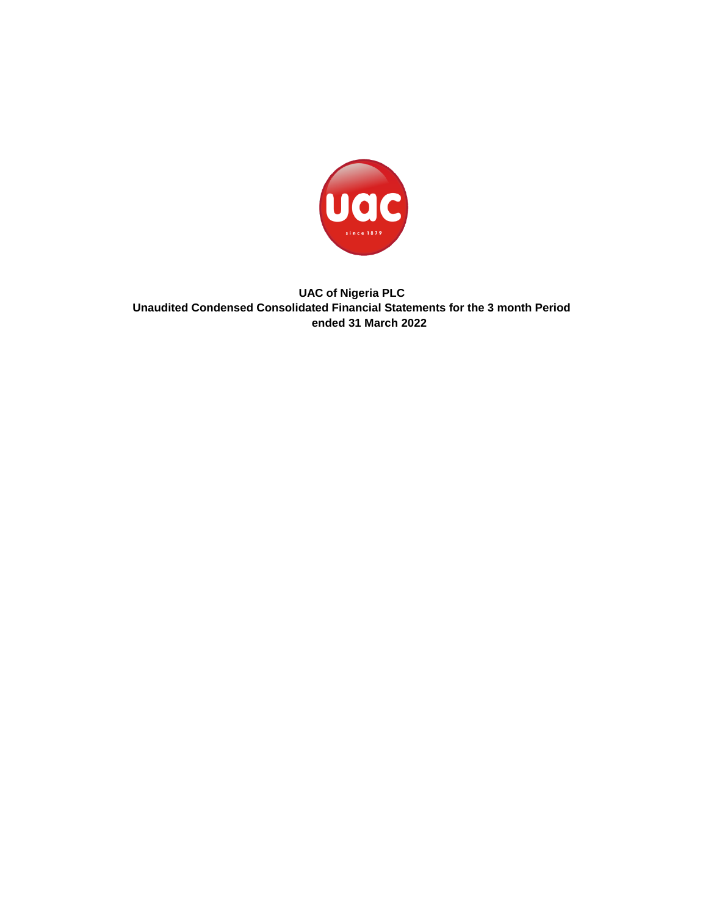**UAC of Nigeria PLC**

**Unaudited Condensed Consolidated Financial Statements for the 3 month Period ended 31 March 2022**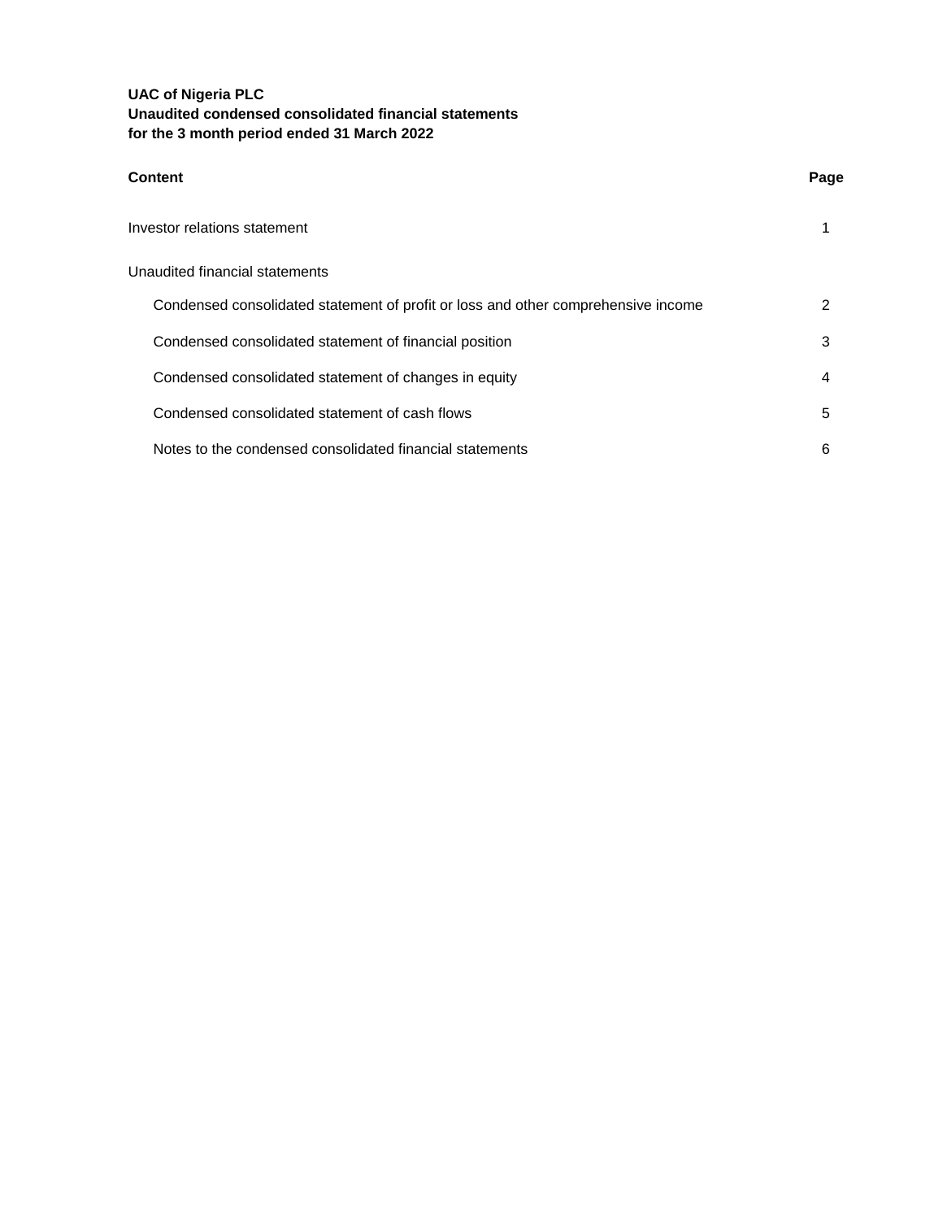**UAC of Nigeria PLC**
**Unaudited condensed consolidated financial statements**
**for the 3 month period ended 31 March 2022**

| **Content** | **Page** |
|---|---|
| Investor relations statement | 1 |
| Unaudited financial statements | |
| Condensed consolidated statement of profit or loss and other comprehensive income | 2 |
| Condensed consolidated statement of financial position | 3 |
| Condensed consolidated statement of changes in equity | 4 |
| Condensed consolidated statement of cash flows | 5 |
| Notes to the condensed consolidated financial statements | 6 |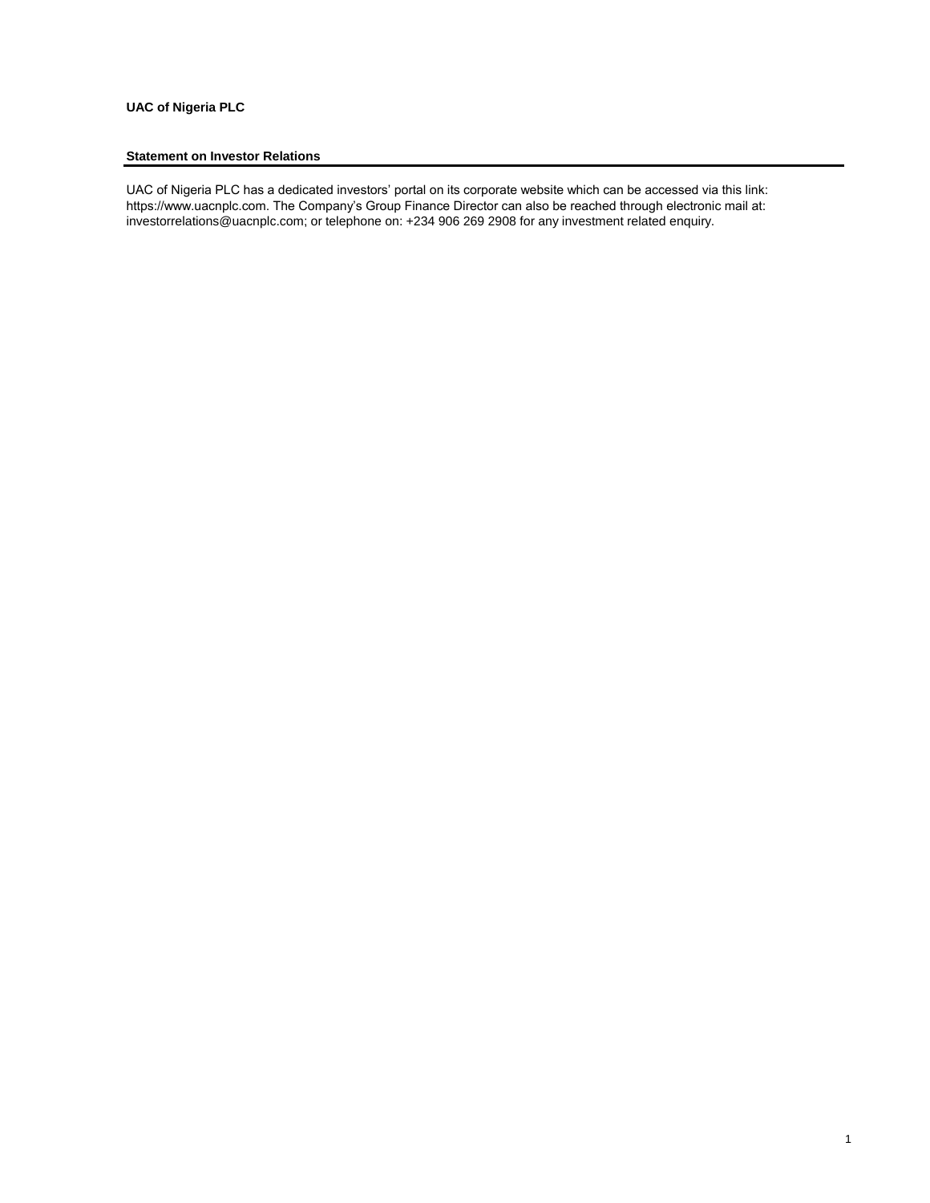**UAC of Nigeria PLC**

## Statement on Investor Relations

UAC of Nigeria PLC has a dedicated investors' portal on its corporate website which can be accessed via this link: https://www.uacnplc.com. The Company's Group Finance Director can also be reached through electronic mail at: investorrelations@uacnplc.com; or telephone on: +234 906 269 2908 for any investment related enquiry.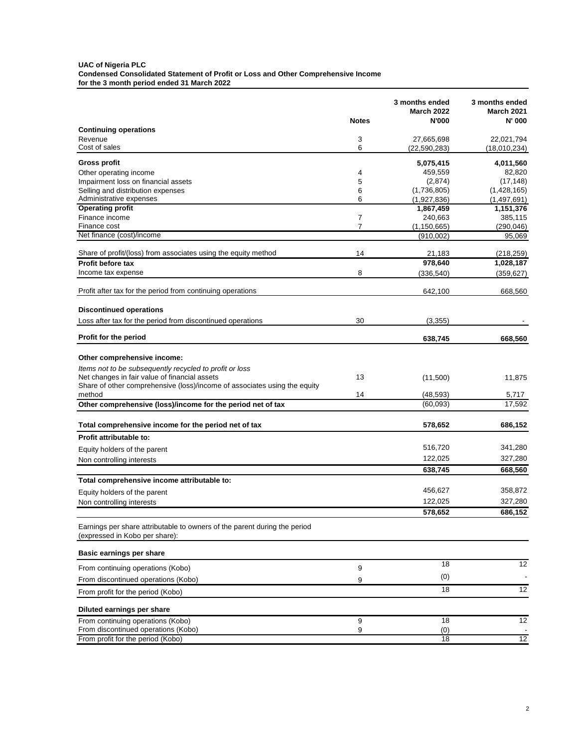**UAC of Nigeria PLC**
**Condensed Consolidated Statement of Profit or Loss and Other Comprehensive Income**
**for the 3 month period ended 31 March 2022**

| | Notes | 3 months ended March 2022 N'000 | 3 months ended March 2021 N' 000 |
|---|---|---|---|
| **Continuing operations** | | | |
| Revenue | 3 | 27,665,698 | 22,021,794 |
| Cost of sales | 6 | (22,590,283) | (18,010,234) |
| **Gross profit** | | **5,075,415** | **4,011,560** |
| Other operating income | 4 | 459,559 | 82,820 |
| Impairment loss on financial assets | 5 | (2,874) | (17,148) |
| Selling and distribution expenses | 6 | (1,736,805) | (1,428,165) |
| Administrative expenses | 6 | (1,927,836) | (1,497,691) |
| **Operating profit** | | **1,867,459** | **1,151,376** |
| Finance income | 7 | 240,663 | 385,115 |
| Finance cost | 7 | (1,150,665) | (290,046) |
| Net finance (cost)/income | | (910,002) | 95,069 |
| Share of profit/(loss) from associates using the equity method | 14 | 21,183 | (218,259) |
| **Profit before tax** | | **978,640** | **1,028,187** |
| Income tax expense | 8 | (336,540) | (359,627) |
| Profit after tax for the period from continuing operations | | 642,100 | 668,560 |
| **Discontinued operations** | | | |
| Loss after tax for the period from discontinued operations | 30 | (3,355) | - |
| **Profit for the period** | | **638,745** | **668,560** |
| **Other comprehensive income:** | | | |
| *Items not to be subsequently recycled to profit or loss* | | | |
| Net changes in fair value of financial assets | 13 | (11,500) | 11,875 |
| Share of other comprehensive (loss)/income of associates using the equity method | 14 | (48,593) | 5,717 |
| **Other comprehensive (loss)/income for the period net of tax** | | (60,093) | 17,592 |
| **Total comprehensive income for the period net of tax** | | **578,652** | **686,152** |
| **Profit attributable to:** | | | |
| Equity holders of the parent | | 516,720 | 341,280 |
| Non controlling interests | | 122,025 | 327,280 |
| | | **638,745** | **668,560** |
| **Total comprehensive income attributable to:** | | | |
| Equity holders of the parent | | 456,627 | 358,872 |
| Non controlling interests | | 122,025 | 327,280 |
| | | **578,652** | **686,152** |
| Earnings per share attributable to owners of the parent during the period (expressed in Kobo per share): | | | |
| **Basic earnings per share** | | | |
| From continuing operations (Kobo) | 9 | 18 | 12 |
| From discontinued operations (Kobo) | 9 | (0) | - |
| From profit for the period (Kobo) | | 18 | 12 |
| **Diluted earnings per share** | | | |
| From continuing operations (Kobo) | 9 | 18 | 12 |
| From discontinued operations (Kobo) | 9 | (0) | - |
| From profit for the period (Kobo) | | 18 | 12 |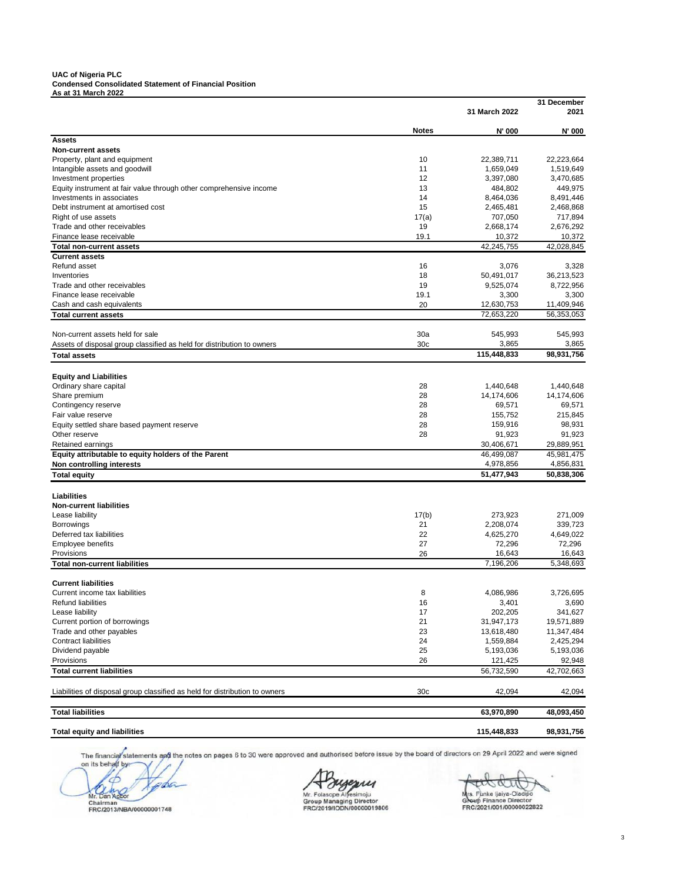**UAC of Nigeria PLC**
**Condensed Consolidated Statement of Financial Position**
**As at 31 March 2022**

| | Notes | 31 March 2022 N' 000 | 31 December 2021 N' 000 |
|---|---|---|---|
| **Assets** | | | |
| **Non-current assets** | | | |
| Property, plant and equipment | 10 | 22,389,711 | 22,223,664 |
| Intangible assets and goodwill | 11 | 1,659,049 | 1,519,649 |
| Investment properties | 12 | 3,397,080 | 3,470,685 |
| Equity instrument at fair value through other comprehensive income | 13 | 484,802 | 449,975 |
| Investments in associates | 14 | 8,464,036 | 8,491,446 |
| Debt instrument at amortised cost | 15 | 2,465,481 | 2,468,868 |
| Right of use assets | 17(a) | 707,050 | 717,894 |
| Trade and other receivables | 19 | 2,668,174 | 2,676,292 |
| Finance lease receivable | 19.1 | 10,372 | 10,372 |
| **Total non-current assets** | | 42,245,755 | 42,028,845 |
| **Current assets** | | | |
| Refund asset | 16 | 3,076 | 3,328 |
| Inventories | 18 | 50,491,017 | 36,213,523 |
| Trade and other receivables | 19 | 9,525,074 | 8,722,956 |
| Finance lease receivable | 19.1 | 3,300 | 3,300 |
| Cash and cash equivalents | 20 | 12,630,753 | 11,409,946 |
| **Total current assets** | | 72,653,220 | 56,353,053 |
| | | | |
| Non-current assets held for sale | 30a | 545,993 | 545,993 |
| Assets of disposal group classified as held for distribution to owners | 30c | 3,865 | 3,865 |
| **Total assets** | | **115,448,833** | **98,931,756** |
| | | | |
| **Equity and Liabilities** | | | |
| Ordinary share capital | 28 | 1,440,648 | 1,440,648 |
| Share premium | 28 | 14,174,606 | 14,174,606 |
| Contingency reserve | 28 | 69,571 | 69,571 |
| Fair value reserve | 28 | 155,752 | 215,845 |
| Equity settled share based payment reserve | 28 | 159,916 | 98,931 |
| Other reserve | 28 | 91,923 | 91,923 |
| Retained earnings | | 30,406,671 | 29,889,951 |
| **Equity attributable to equity holders of the Parent** | | 46,499,087 | 45,981,475 |
| **Non controlling interests** | | 4,978,856 | 4,856,831 |
| **Total equity** | | **51,477,943** | **50,838,306** |
| | | | |
| **Liabilities** | | | |
| **Non-current liabilities** | | | |
| Lease liability | 17(b) | 273,923 | 271,009 |
| Borrowings | 21 | 2,208,074 | 339,723 |
| Deferred tax liabilities | 22 | 4,625,270 | 4,649,022 |
| Employee benefits | 27 | 72,296 | 72,296 |
| Provisions | 26 | 16,643 | 16,643 |
| **Total non-current liabilities** | | 7,196,206 | 5,348,693 |
| | | | |
| **Current liabilities** | | | |
| Current income tax liabilities | 8 | 4,086,986 | 3,726,695 |
| Refund liabilities | 16 | 3,401 | 3,690 |
| Lease liability | 17 | 202,205 | 341,627 |
| Current portion of borrowings | 21 | 31,947,173 | 19,571,889 |
| Trade and other payables | 23 | 13,618,480 | 11,347,484 |
| Contract liabilities | 24 | 1,559,884 | 2,425,294 |
| Dividend payable | 25 | 5,193,036 | 5,193,036 |
| Provisions | 26 | 121,425 | 92,948 |
| **Total current liabilities** | | 56,732,590 | 42,702,663 |
| | | | |
| Liabilities of disposal group classified as held for distribution to owners | 30c | 42,094 | 42,094 |
| | | | |
| **Total liabilities** | | **63,970,890** | **48,093,450** |
| | | | |
| **Total equity and liabilities** | | **115,448,833** | **98,931,756** |

The financial statements and the notes on pages 6 to 30 were approved and authorised before issue by the board of directors on 29 April 2022 and were signed on its behalf by:

Mr. Dan Agbor
Chairman
FRC/2013/NBA/00000001748

Mr. Folasope Aiyesimoju
Group Managing Director
FRC/2019/IODN/00000019806

Mrs. Funke Ijaiya-Oladipo
Group Finance Director
FRC/2021/001/00000022822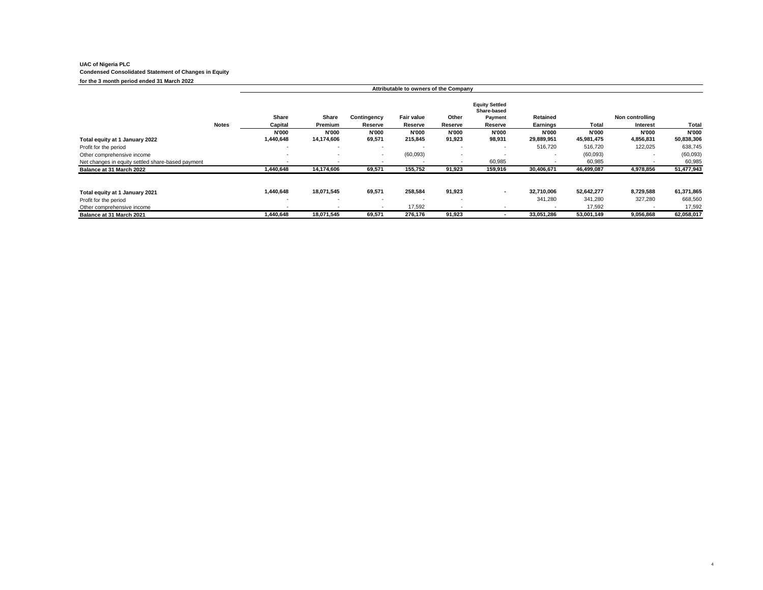**UAC of Nigeria PLC**
**Condensed Consolidated Statement of Changes in Equity**
**for the 3 month period ended 31 March 2022**

| | | Attributable to owners of the Company | | | | | | | | | |
|---|---|---|---|---|---|---|---|---|---|---|---|
| | **Notes** | **Share Capital** | **Share Premium** | **Contingency Reserve** | **Fair value Reserve** | **Other Reserve** | **Equity Settled Share-based Payment Reserve** | **Retained Earnings** | **Total** | **Non controlling Interest** | **Total** |
| | | **N'000** | **N'000** | **N'000** | **N'000** | **N'000** | **N'000** | **N'000** | **N'000** | **N'000** | **N'000** |
| **Total equity at 1 January 2022** | | **1,440,648** | **14,174,606** | **69,571** | **215,845** | **91,923** | **98,931** | **29,889,951** | **45,981,475** | **4,856,831** | **50,838,306** |
| Profit for the period | | - | - | - | - | - | - | 516,720 | 516,720 | 122,025 | 638,745 |
| Other comprehensive income | | - | - | - | (60,093) | - | - | - | (60,093) | - | (60,093) |
| Net changes in equity settled share-based payment | | - | - | - | - | - | 60,985 | - | 60,985 | - | 60,985 |
| **Balance at 31 March 2022** | | **1,440,648** | **14,174,606** | **69,571** | **155,752** | **91,923** | **159,916** | **30,406,671** | **46,499,087** | **4,978,856** | **51,477,943** |
| | | | | | | | | | | | |
| **Total equity at 1 January 2021** | | **1,440,648** | **18,071,545** | **69,571** | **258,584** | **91,923** | **-** | **32,710,006** | **52,642,277** | **8,729,588** | **61,371,865** |
| Profit for the period | | - | - | - | - | - | | 341,280 | 341,280 | 327,280 | 668,560 |
| Other comprehensive income | | - | - | - | 17,592 | - | - | - | 17,592 | - | 17,592 |
| **Balance at 31 March 2021** | | **1,440,648** | **18,071,545** | **69,571** | **276,176** | **91,923** | **-** | **33,051,286** | **53,001,149** | **9,056,868** | **62,058,017** |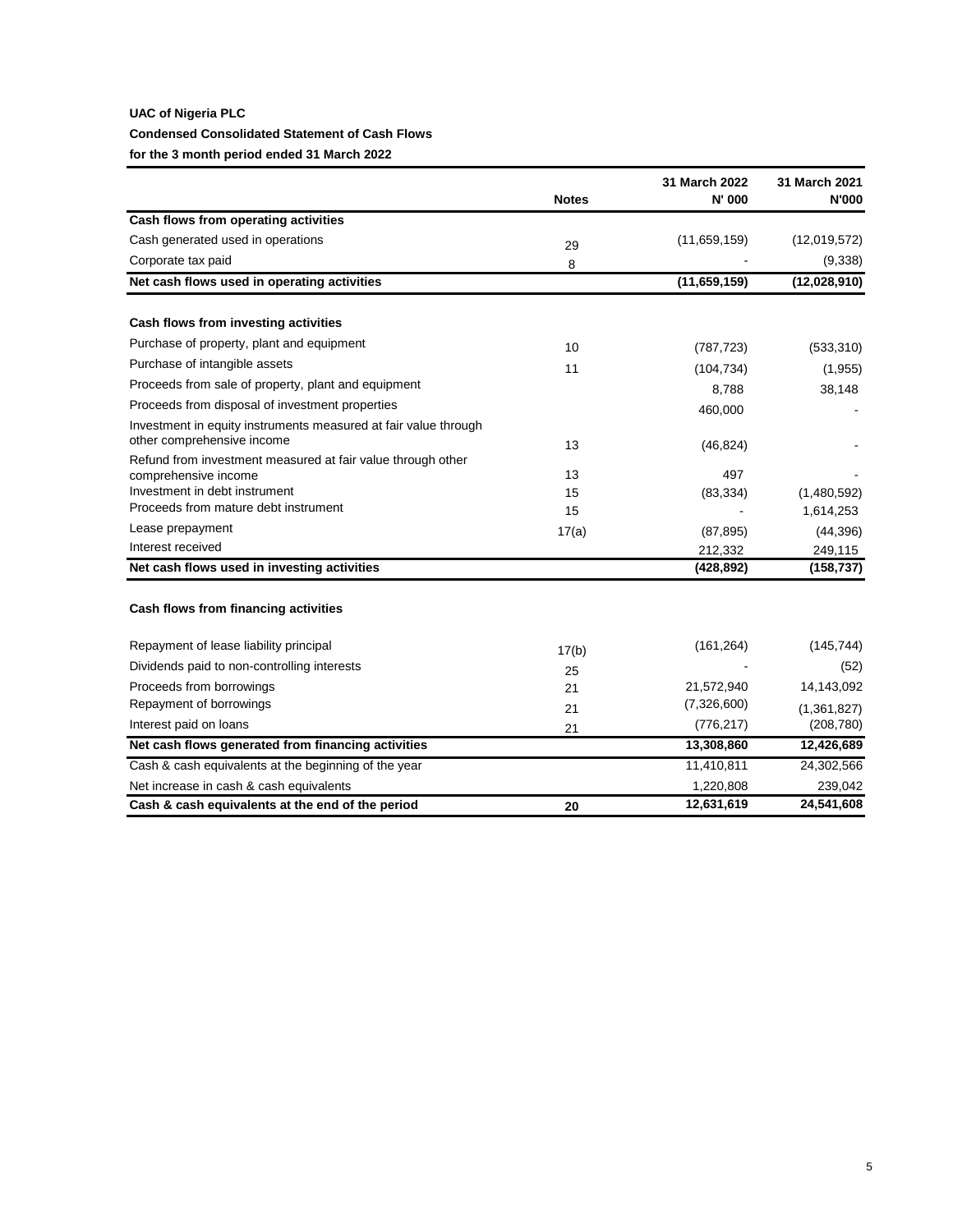**UAC of Nigeria PLC**

**Condensed Consolidated Statement of Cash Flows**

**for the 3 month period ended 31 March 2022**

| | Notes | 31 March 2022 N' 000 | 31 March 2021 N'000 |
|---|---|---|---|
| **Cash flows from operating activities** | | | |
| Cash generated used in operations | 29 | (11,659,159) | (12,019,572) |
| Corporate tax paid | 8 | - | (9,338) |
| **Net cash flows used in operating activities** | | **(11,659,159)** | **(12,028,910)** |
| | | | |
| **Cash flows from investing activities** | | | |
| Purchase of property, plant and equipment | 10 | (787,723) | (533,310) |
| Purchase of intangible assets | 11 | (104,734) | (1,955) |
| Proceeds from sale of property, plant and equipment | | 8,788 | 38,148 |
| Proceeds from disposal of investment properties | | 460,000 | - |
| Investment in equity instruments measured at fair value through other comprehensive income | 13 | (46,824) | - |
| Refund from investment measured at fair value through other comprehensive income | 13 | 497 | - |
| Investment in debt instrument | 15 | (83,334) | (1,480,592) |
| Proceeds from mature debt instrument | 15 | - | 1,614,253 |
| Lease prepayment | 17(a) | (87,895) | (44,396) |
| Interest received | | 212,332 | 249,115 |
| **Net cash flows used in investing activities** | | **(428,892)** | **(158,737)** |
| | | | |
| **Cash flows from financing activities** | | | |
| Repayment of lease liability principal | 17(b) | (161,264) | (145,744) |
| Dividends paid to non-controlling interests | 25 | - | (52) |
| Proceeds from borrowings | 21 | 21,572,940 | 14,143,092 |
| Repayment of borrowings | 21 | (7,326,600) | (1,361,827) |
| Interest paid on loans | 21 | (776,217) | (208,780) |
| **Net cash flows generated from financing activities** | | **13,308,860** | **12,426,689** |
| Cash & cash equivalents at the beginning of the year | | 11,410,811 | 24,302,566 |
| Net increase in cash & cash equivalents | | 1,220,808 | 239,042 |
| **Cash & cash equivalents at the end of the period** | **20** | **12,631,619** | **24,541,608** |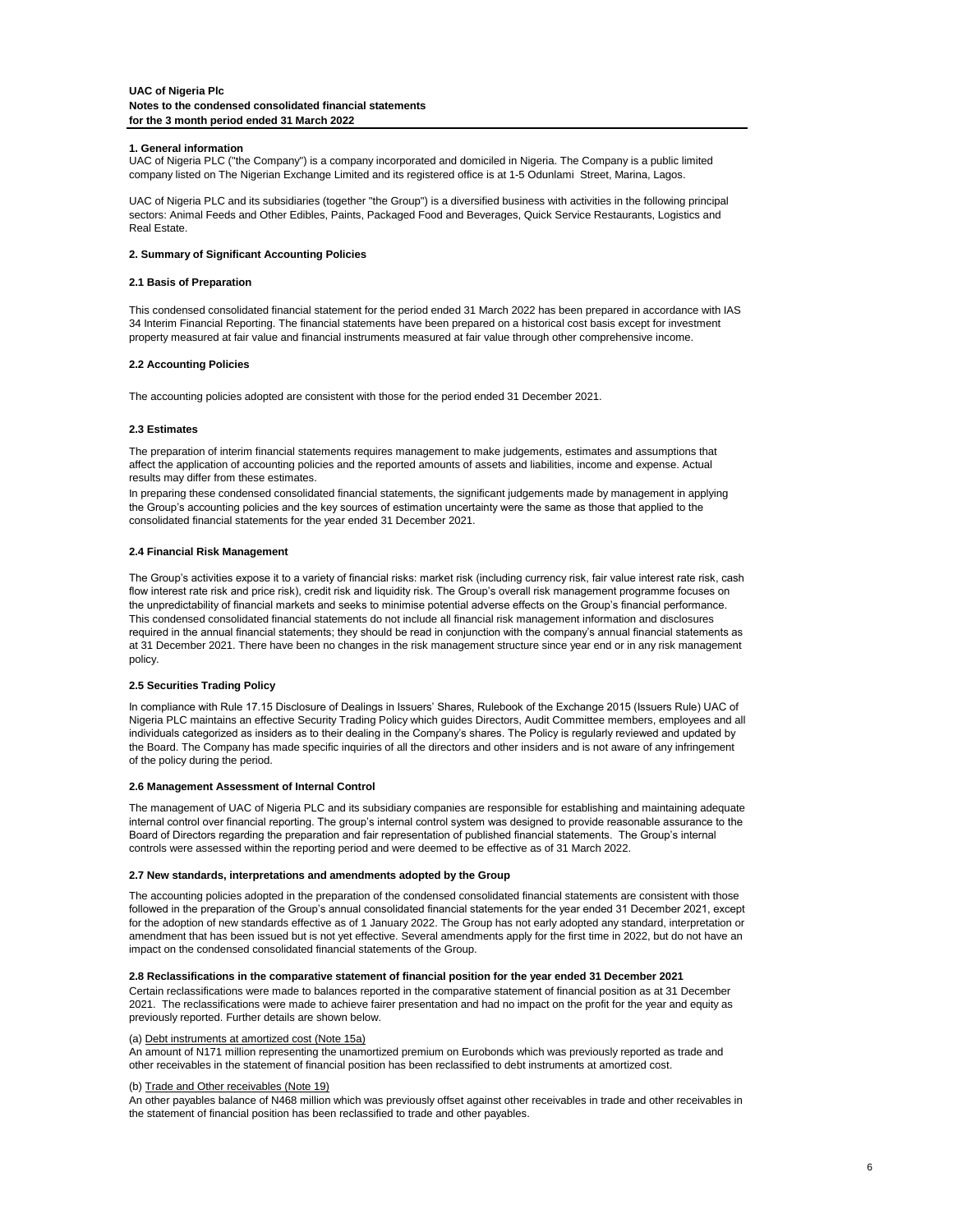**UAC of Nigeria Plc**
**Notes to the condensed consolidated financial statements**
**for the 3 month period ended 31 March 2022**

### 1. General information

UAC of Nigeria PLC ("the Company") is a company incorporated and domiciled in Nigeria. The Company is a public limited company listed on The Nigerian Exchange Limited and its registered office is at 1-5 Odunlami Street, Marina, Lagos.

UAC of Nigeria PLC and its subsidiaries (together "the Group") is a diversified business with activities in the following principal sectors: Animal Feeds and Other Edibles, Paints, Packaged Food and Beverages, Quick Service Restaurants, Logistics and Real Estate.

### 2. Summary of Significant Accounting Policies

#### 2.1 Basis of Preparation

This condensed consolidated financial statement for the period ended 31 March 2022 has been prepared in accordance with IAS 34 Interim Financial Reporting. The financial statements have been prepared on a historical cost basis except for investment property measured at fair value and financial instruments measured at fair value through other comprehensive income.

#### 2.2 Accounting Policies

The accounting policies adopted are consistent with those for the period ended 31 December 2021.

#### 2.3 Estimates

The preparation of interim financial statements requires management to make judgements, estimates and assumptions that affect the application of accounting policies and the reported amounts of assets and liabilities, income and expense. Actual results may differ from these estimates.

In preparing these condensed consolidated financial statements, the significant judgements made by management in applying the Group's accounting policies and the key sources of estimation uncertainty were the same as those that applied to the consolidated financial statements for the year ended 31 December 2021.

#### 2.4 Financial Risk Management

The Group's activities expose it to a variety of financial risks: market risk (including currency risk, fair value interest rate risk, cash flow interest rate risk and price risk), credit risk and liquidity risk. The Group's overall risk management programme focuses on the unpredictability of financial markets and seeks to minimise potential adverse effects on the Group's financial performance. This condensed consolidated financial statements do not include all financial risk management information and disclosures required in the annual financial statements; they should be read in conjunction with the company's annual financial statements as at 31 December 2021. There have been no changes in the risk management structure since year end or in any risk management policy.

#### 2.5 Securities Trading Policy

In compliance with Rule 17.15 Disclosure of Dealings in Issuers' Shares, Rulebook of the Exchange 2015 (Issuers Rule) UAC of Nigeria PLC maintains an effective Security Trading Policy which guides Directors, Audit Committee members, employees and all individuals categorized as insiders as to their dealing in the Company's shares. The Policy is regularly reviewed and updated by the Board. The Company has made specific inquiries of all the directors and other insiders and is not aware of any infringement of the policy during the period.

#### 2.6 Management Assessment of Internal Control

The management of UAC of Nigeria PLC and its subsidiary companies are responsible for establishing and maintaining adequate internal control over financial reporting. The group's internal control system was designed to provide reasonable assurance to the Board of Directors regarding the preparation and fair representation of published financial statements. The Group's internal controls were assessed within the reporting period and were deemed to be effective as of 31 March 2022.

#### 2.7 New standards, interpretations and amendments adopted by the Group

The accounting policies adopted in the preparation of the condensed consolidated financial statements are consistent with those followed in the preparation of the Group's annual consolidated financial statements for the year ended 31 December 2021, except for the adoption of new standards effective as of 1 January 2022. The Group has not early adopted any standard, interpretation or amendment that has been issued but is not yet effective. Several amendments apply for the first time in 2022, but do not have an impact on the condensed consolidated financial statements of the Group.

#### 2.8 Reclassifications in the comparative statement of financial position for the year ended 31 December 2021

Certain reclassifications were made to balances reported in the comparative statement of financial position as at 31 December 2021. The reclassifications were made to achieve fairer presentation and had no impact on the profit for the year and equity as previously reported. Further details are shown below.

(a) Debt instruments at amortized cost (Note 15a)

An amount of N171 million representing the unamortized premium on Eurobonds which was previously reported as trade and other receivables in the statement of financial position has been reclassified to debt instruments at amortized cost.

(b) Trade and Other receivables (Note 19)

An other payables balance of N468 million which was previously offset against other receivables in trade and other receivables in the statement of financial position has been reclassified to trade and other payables.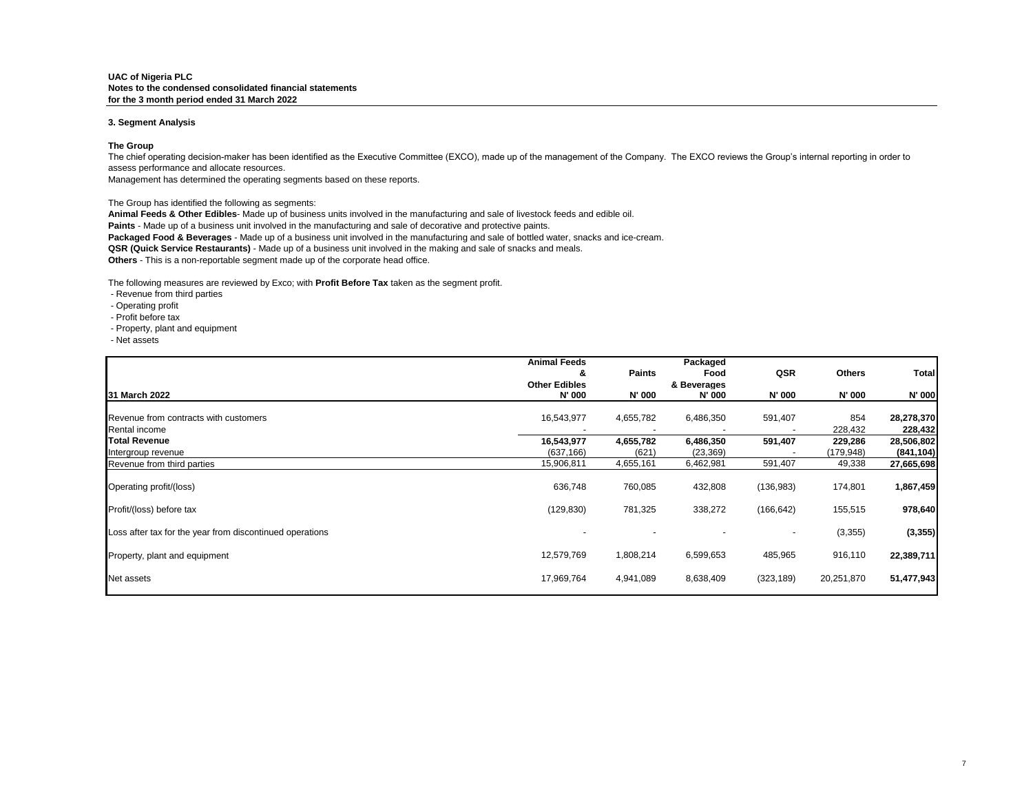**UAC of Nigeria PLC**
**Notes to the condensed consolidated financial statements**
**for the 3 month period ended 31 March 2022**

### 3. Segment Analysis

**The Group**

The chief operating decision-maker has been identified as the Executive Committee (EXCO), made up of the management of the Company. The EXCO reviews the Group's internal reporting in order to assess performance and allocate resources.
Management has determined the operating segments based on these reports.

The Group has identified the following as segments:
**Animal Feeds & Other Edibles**- Made up of business units involved in the manufacturing and sale of livestock feeds and edible oil.
**Paints** - Made up of a business unit involved in the manufacturing and sale of decorative and protective paints.
**Packaged Food & Beverages** - Made up of a business unit involved in the manufacturing and sale of bottled water, snacks and ice-cream.
**QSR (Quick Service Restaurants)** - Made up of a business unit involved in the making and sale of snacks and meals.
**Others** - This is a non-reportable segment made up of the corporate head office.

The following measures are reviewed by Exco; with **Profit Before Tax** taken as the segment profit.
- Revenue from third parties
- Operating profit
- Profit before tax
- Property, plant and equipment
- Net assets

| 31 March 2022 | Animal Feeds & Other Edibles N' 000 | Paints N' 000 | Packaged Food & Beverages N' 000 | QSR N' 000 | Others N' 000 | Total N' 000 |
|---|---|---|---|---|---|---|
| Revenue from contracts with customers | 16,543,977 | 4,655,782 | 6,486,350 | 591,407 | 854 | **28,278,370** |
| Rental income | - | - | - | - | 228,432 | **228,432** |
| **Total Revenue** | **16,543,977** | **4,655,782** | **6,486,350** | **591,407** | **229,286** | **28,506,802** |
| Intergroup revenue | (637,166) | (621) | (23,369) | - | (179,948) | **(841,104)** |
| Revenue from third parties | 15,906,811 | 4,655,161 | 6,462,981 | 591,407 | 49,338 | **27,665,698** |
| Operating profit/(loss) | 636,748 | 760,085 | 432,808 | (136,983) | 174,801 | **1,867,459** |
| Profit/(loss) before tax | (129,830) | 781,325 | 338,272 | (166,642) | 155,515 | **978,640** |
| Loss after tax for the year from discontinued operations | - | - | - | - | (3,355) | **(3,355)** |
| Property, plant and equipment | 12,579,769 | 1,808,214 | 6,599,653 | 485,965 | 916,110 | **22,389,711** |
| Net assets | 17,969,764 | 4,941,089 | 8,638,409 | (323,189) | 20,251,870 | **51,477,943** |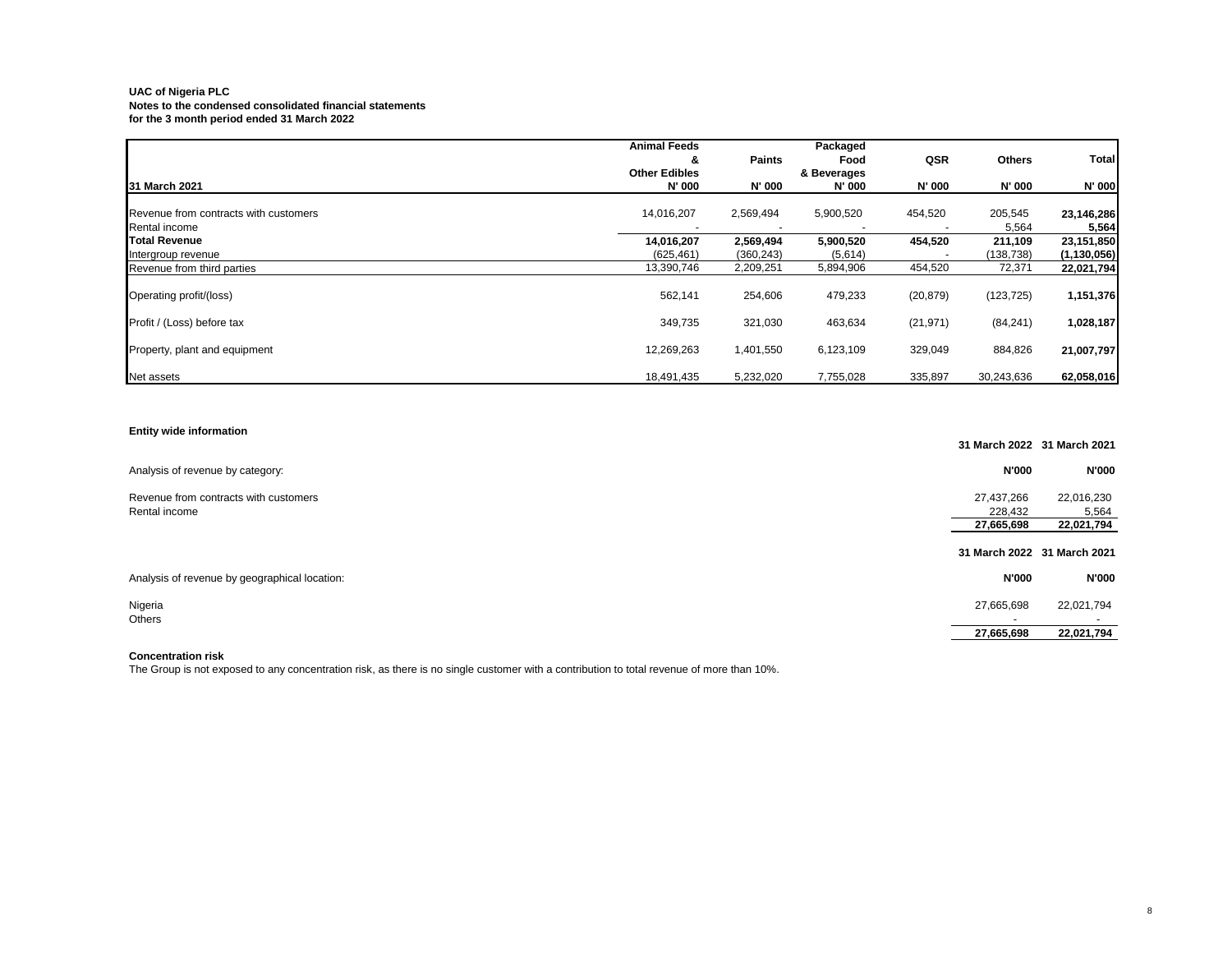**UAC of Nigeria PLC**
**Notes to the condensed consolidated financial statements**
**for the 3 month period ended 31 March 2022**

| 31 March 2021 | Animal Feeds & Other Edibles N' 000 | Paints N' 000 | Packaged Food & Beverages N' 000 | QSR N' 000 | Others N' 000 | Total N' 000 |
|---|---|---|---|---|---|---|
| Revenue from contracts with customers | 14,016,207 | 2,569,494 | 5,900,520 | 454,520 | 205,545 | **23,146,286** |
| Rental income | - | - | - | - | 5,564 | **5,564** |
| **Total Revenue** | **14,016,207** | **2,569,494** | **5,900,520** | **454,520** | **211,109** | **23,151,850** |
| Intergroup revenue | (625,461) | (360,243) | (5,614) | - | (138,738) | **(1,130,056)** |
| Revenue from third parties | 13,390,746 | 2,209,251 | 5,894,906 | 454,520 | 72,371 | **22,021,794** |
| Operating profit/(loss) | 562,141 | 254,606 | 479,233 | (20,879) | (123,725) | **1,151,376** |
| Profit / (Loss) before tax | 349,735 | 321,030 | 463,634 | (21,971) | (84,241) | **1,028,187** |
| Property, plant and equipment | 12,269,263 | 1,401,550 | 6,123,109 | 329,049 | 884,826 | **21,007,797** |
| Net assets | 18,491,435 | 5,232,020 | 7,755,028 | 335,897 | 30,243,636 | **62,058,016** |

**Entity wide information**

| | 31 March 2022 | 31 March 2021 |
|---|---|---|
| Analysis of revenue by category: | **N'000** | **N'000** |
| Revenue from contracts with customers | 27,437,266 | 22,016,230 |
| Rental income | 228,432 | 5,564 |
| | **27,665,698** | **22,021,794** |

| | 31 March 2022 | 31 March 2021 |
|---|---|---|
| Analysis of revenue by geographical location: | **N'000** | **N'000** |
| Nigeria | 27,665,698 | 22,021,794 |
| Others | - | - |
| | **27,665,698** | **22,021,794** |

**Concentration risk**

The Group is not exposed to any concentration risk, as there is no single customer with a contribution to total revenue of more than 10%.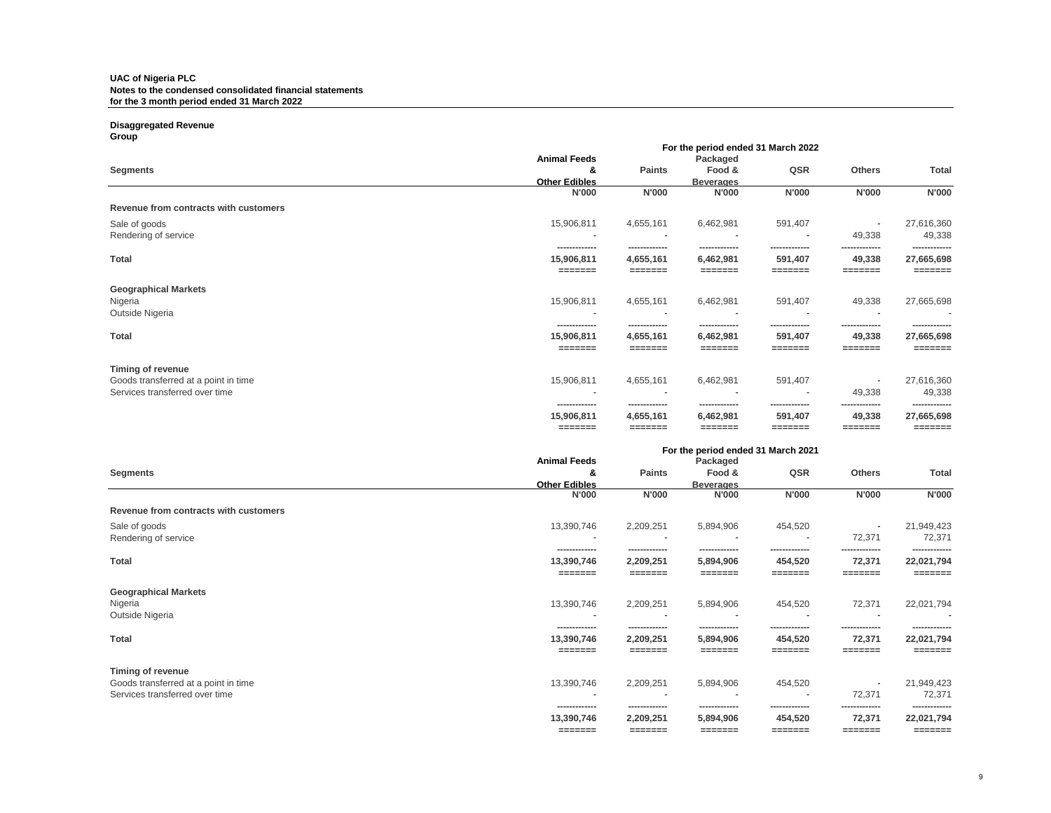**UAC of Nigeria PLC**
**Notes to the condensed consolidated financial statements**
**for the 3 month period ended 31 March 2022**

**Disaggregated Revenue**
**Group**

| | For the period ended 31 March 2022 | | | | | |
|---|---|---|---|---|---|---|
| **Segments** | **Animal Feeds & Other Edibles** | **Paints** | **Packaged Food & Beverages** | **QSR** | **Others** | **Total** |
| | **N'000** | **N'000** | **N'000** | **N'000** | **N'000** | **N'000** |
| **Revenue from contracts with customers** | | | | | | |
| Sale of goods | 15,906,811 | 4,655,161 | 6,462,981 | 591,407 | - | 27,616,360 |
| Rendering of service | - | - | - | - | 49,338 | 49,338 |
| **Total** | **15,906,811** | **4,655,161** | **6,462,981** | **591,407** | **49,338** | **27,665,698** |
| **Geographical Markets** | | | | | | |
| Nigeria | 15,906,811 | 4,655,161 | 6,462,981 | 591,407 | 49,338 | 27,665,698 |
| Outside Nigeria | - | - | - | - | - | - |
| **Total** | **15,906,811** | **4,655,161** | **6,462,981** | **591,407** | **49,338** | **27,665,698** |
| **Timing of revenue** | | | | | | |
| Goods transferred at a point in time | 15,906,811 | 4,655,161 | 6,462,981 | 591,407 | - | 27,616,360 |
| Services transferred over time | - | - | - | - | 49,338 | 49,338 |
| | **15,906,811** | **4,655,161** | **6,462,981** | **591,407** | **49,338** | **27,665,698** |

| | For the period ended 31 March 2021 | | | | | |
|---|---|---|---|---|---|---|
| **Segments** | **Animal Feeds & Other Edibles** | **Paints** | **Packaged Food & Beverages** | **QSR** | **Others** | **Total** |
| | **N'000** | **N'000** | **N'000** | **N'000** | **N'000** | **N'000** |
| **Revenue from contracts with customers** | | | | | | |
| Sale of goods | 13,390,746 | 2,209,251 | 5,894,906 | 454,520 | - | 21,949,423 |
| Rendering of service | - | - | - | - | 72,371 | 72,371 |
| **Total** | **13,390,746** | **2,209,251** | **5,894,906** | **454,520** | **72,371** | **22,021,794** |
| **Geographical Markets** | | | | | | |
| Nigeria | 13,390,746 | 2,209,251 | 5,894,906 | 454,520 | 72,371 | 22,021,794 |
| Outside Nigeria | - | - | - | - | - | - |
| **Total** | **13,390,746** | **2,209,251** | **5,894,906** | **454,520** | **72,371** | **22,021,794** |
| **Timing of revenue** | | | | | | |
| Goods transferred at a point in time | 13,390,746 | 2,209,251 | 5,894,906 | 454,520 | - | 21,949,423 |
| Services transferred over time | - | - | - | - | 72,371 | 72,371 |
| | **13,390,746** | **2,209,251** | **5,894,906** | **454,520** | **72,371** | **22,021,794** |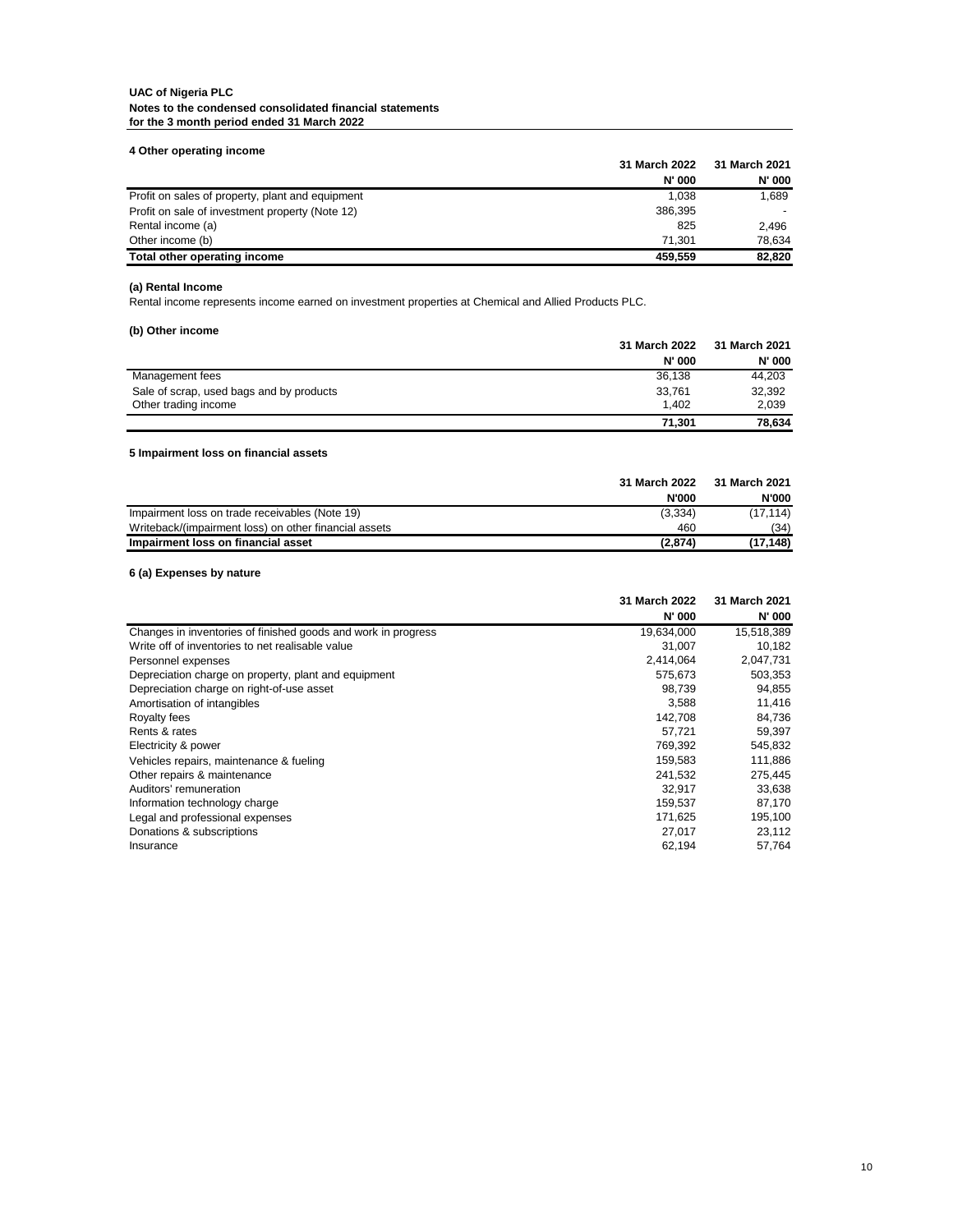**UAC of Nigeria PLC**
**Notes to the condensed consolidated financial statements**
**for the 3 month period ended 31 March 2022**

### 4 Other operating income

| | 31 March 2022 | 31 March 2021 |
|---|---|---|
| | N' 000 | N' 000 |
| Profit on sales of property, plant and equipment | 1,038 | 1,689 |
| Profit on sale of investment property (Note 12) | 386,395 | - |
| Rental income (a) | 825 | 2,496 |
| Other income (b) | 71,301 | 78,634 |
| **Total other operating income** | **459,559** | **82,820** |

#### (a) Rental Income

Rental income represents income earned on investment properties at Chemical and Allied Products PLC.

#### (b) Other income

| | 31 March 2022 | 31 March 2021 |
|---|---|---|
| | N' 000 | N' 000 |
| Management fees | 36,138 | 44,203 |
| Sale of scrap, used bags and by products | 33,761 | 32,392 |
| Other trading income | 1,402 | 2,039 |
| | **71,301** | **78,634** |

### 5 Impairment loss on financial assets

| | 31 March 2022 | 31 March 2021 |
|---|---|---|
| | N'000 | N'000 |
| Impairment loss on trade receivables (Note 19) | (3,334) | (17,114) |
| Writeback/(impairment loss) on other financial assets | 460 | (34) |
| **Impairment loss on financial asset** | **(2,874)** | **(17,148)** |

### 6 (a) Expenses by nature

| | 31 March 2022 | 31 March 2021 |
|---|---|---|
| | N' 000 | N' 000 |
| Changes in inventories of finished goods and work in progress | 19,634,000 | 15,518,389 |
| Write off of inventories to net realisable value | 31,007 | 10,182 |
| Personnel expenses | 2,414,064 | 2,047,731 |
| Depreciation charge on property, plant and equipment | 575,673 | 503,353 |
| Depreciation charge on right-of-use asset | 98,739 | 94,855 |
| Amortisation of intangibles | 3,588 | 11,416 |
| Royalty fees | 142,708 | 84,736 |
| Rents & rates | 57,721 | 59,397 |
| Electricity & power | 769,392 | 545,832 |
| Vehicles repairs, maintenance & fueling | 159,583 | 111,886 |
| Other repairs & maintenance | 241,532 | 275,445 |
| Auditors' remuneration | 32,917 | 33,638 |
| Information technology charge | 159,537 | 87,170 |
| Legal and professional expenses | 171,625 | 195,100 |
| Donations & subscriptions | 27,017 | 23,112 |
| Insurance | 62,194 | 57,764 |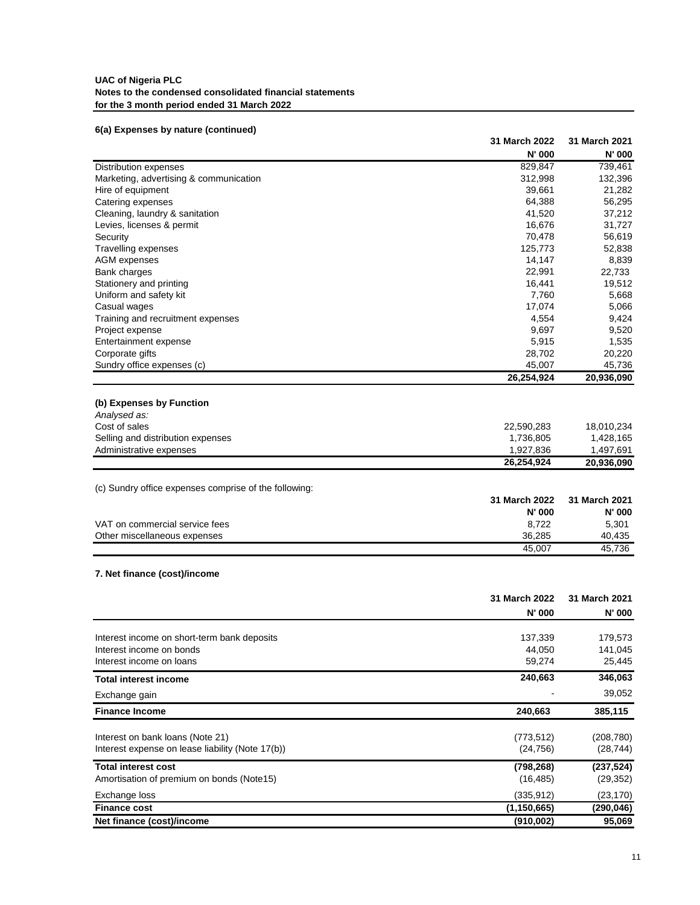**UAC of Nigeria PLC**
**Notes to the condensed consolidated financial statements**
**for the 3 month period ended 31 March 2022**

**6(a) Expenses by nature (continued)**

| | 31 March 2022 | 31 March 2021 |
|---|---|---|
| | N' 000 | N' 000 |
| Distribution expenses | 829,847 | 739,461 |
| Marketing, advertising & communication | 312,998 | 132,396 |
| Hire of equipment | 39,661 | 21,282 |
| Catering expenses | 64,388 | 56,295 |
| Cleaning, laundry & sanitation | 41,520 | 37,212 |
| Levies, licenses & permit | 16,676 | 31,727 |
| Security | 70,478 | 56,619 |
| Travelling expenses | 125,773 | 52,838 |
| AGM expenses | 14,147 | 8,839 |
| Bank charges | 22,991 | 22,733 |
| Stationery and printing | 16,441 | 19,512 |
| Uniform and safety kit | 7,760 | 5,668 |
| Casual wages | 17,074 | 5,066 |
| Training and recruitment expenses | 4,554 | 9,424 |
| Project expense | 9,697 | 9,520 |
| Entertainment expense | 5,915 | 1,535 |
| Corporate gifts | 28,702 | 20,220 |
| Sundry office expenses (c) | 45,007 | 45,736 |
| | **26,254,924** | **20,936,090** |

**(b) Expenses by Function**

*Analysed as:*

| | 31 March 2022 | 31 March 2021 |
|---|---|---|
| Cost of sales | 22,590,283 | 18,010,234 |
| Selling and distribution expenses | 1,736,805 | 1,428,165 |
| Administrative expenses | 1,927,836 | 1,497,691 |
| | **26,254,924** | **20,936,090** |

(c) Sundry office expenses comprise of the following:

| | 31 March 2022 | 31 March 2021 |
|---|---|---|
| | N' 000 | N' 000 |
| VAT on commercial service fees | 8,722 | 5,301 |
| Other miscellaneous expenses | 36,285 | 40,435 |
| | 45,007 | 45,736 |

**7. Net finance (cost)/income**

| | 31 March 2022 | 31 March 2021 |
|---|---|---|
| | N' 000 | N' 000 |
| Interest income on short-term bank deposits | 137,339 | 179,573 |
| Interest income on bonds | 44,050 | 141,045 |
| Interest income on loans | 59,274 | 25,445 |
| **Total interest income** | **240,663** | **346,063** |
| Exchange gain | - | 39,052 |
| **Finance Income** | **240,663** | **385,115** |
| Interest on bank loans (Note 21) | (773,512) | (208,780) |
| Interest expense on lease liability (Note 17(b)) | (24,756) | (28,744) |
| **Total interest cost** | **(798,268)** | **(237,524)** |
| Amortisation of premium on bonds (Note15) | (16,485) | (29,352) |
| Exchange loss | (335,912) | (23,170) |
| **Finance cost** | **(1,150,665)** | **(290,046)** |
| **Net finance (cost)/income** | **(910,002)** | **95,069** |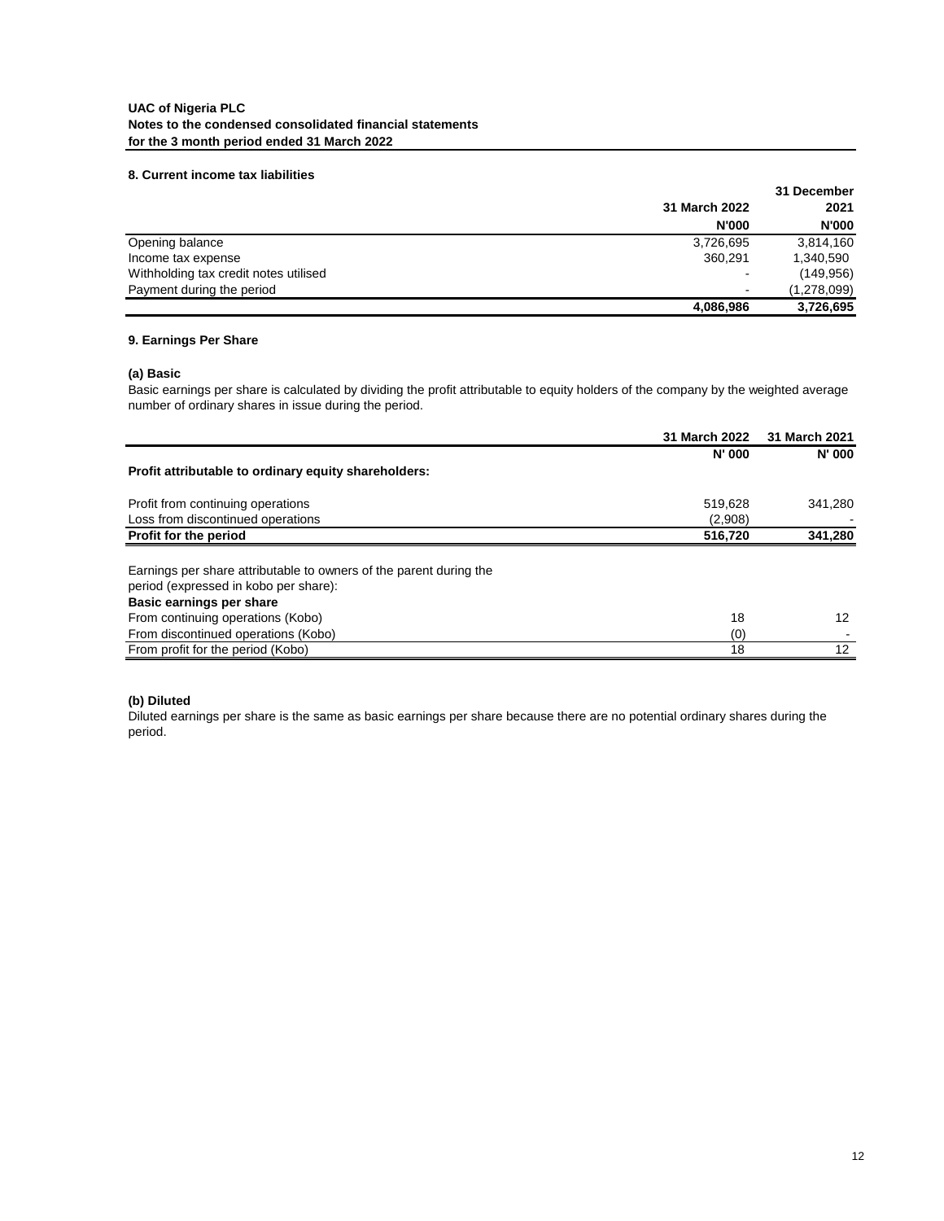**UAC of Nigeria PLC**
**Notes to the condensed consolidated financial statements**
**for the 3 month period ended 31 March 2022**

**8. Current income tax liabilities**

| | 31 March 2022 | 31 December 2021 |
|---|---|---|
| | N'000 | N'000 |
| Opening balance | 3,726,695 | 3,814,160 |
| Income tax expense | 360,291 | 1,340,590 |
| Withholding tax credit notes utilised | - | (149,956) |
| Payment during the period | - | (1,278,099) |
| | **4,086,986** | **3,726,695** |

**9. Earnings Per Share**

**(a) Basic**

Basic earnings per share is calculated by dividing the profit attributable to equity holders of the company by the weighted average number of ordinary shares in issue during the period.

| | 31 March 2022 | 31 March 2021 |
|---|---|---|
| | N' 000 | N' 000 |
| **Profit attributable to ordinary equity shareholders:** | | |
| Profit from continuing operations | 519,628 | 341,280 |
| Loss from discontinued operations | (2,908) | - |
| **Profit for the period** | **516,720** | **341,280** |
| Earnings per share attributable to owners of the parent during the period (expressed in kobo per share): | | |
| **Basic earnings per share** | | |
| From continuing operations (Kobo) | 18 | 12 |
| From discontinued operations (Kobo) | (0) | - |
| From profit for the period (Kobo) | 18 | 12 |

**(b) Diluted**

Diluted earnings per share is the same as basic earnings per share because there are no potential ordinary shares during the period.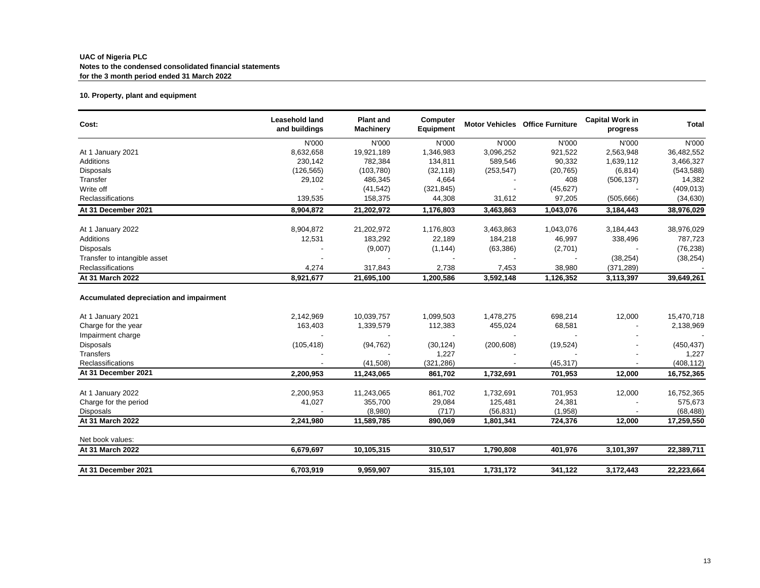**UAC of Nigeria PLC**
**Notes to the condensed consolidated financial statements**
**for the 3 month period ended 31 March 2022**

### 10. Property, plant and equipment

| Cost: | Leasehold land and buildings | Plant and Machinery | Computer Equipment | Motor Vehicles | Office Furniture | Capital Work in progress | Total |
|---|---|---|---|---|---|---|---|
| | N'000 | N'000 | N'000 | N'000 | N'000 | N'000 | N'000 |
| At 1 January 2021 | 8,632,658 | 19,921,189 | 1,346,983 | 3,096,252 | 921,522 | 2,563,948 | 36,482,552 |
| Additions | 230,142 | 782,384 | 134,811 | 589,546 | 90,332 | 1,639,112 | 3,466,327 |
| Disposals | (126,565) | (103,780) | (32,118) | (253,547) | (20,765) | (6,814) | (543,588) |
| Transfer | 29,102 | 486,345 | 4,664 | - | 408 | (506,137) | 14,382 |
| Write off | - | (41,542) | (321,845) | - | (45,627) | | (409,013) |
| Reclassifications | 139,535 | 158,375 | 44,308 | 31,612 | 97,205 | (505,666) | (34,630) |
| **At 31 December 2021** | **8,904,872** | **21,202,972** | **1,176,803** | **3,463,863** | **1,043,076** | **3,184,443** | **38,976,029** |
| | | | | | | | |
| At 1 January 2022 | 8,904,872 | 21,202,972 | 1,176,803 | 3,463,863 | 1,043,076 | 3,184,443 | 38,976,029 |
| Additions | 12,531 | 183,292 | 22,189 | 184,218 | 46,997 | 338,496 | 787,723 |
| Disposals | - | (9,007) | (1,144) | (63,386) | (2,701) | | (76,238) |
| Transfer to intangible asset | - | - | - | - | - | (38,254) | (38,254) |
| Reclassifications | 4,274 | 317,843 | 2,738 | 7,453 | 38,980 | (371,289) | - |
| **At 31 March 2022** | **8,921,677** | **21,695,100** | **1,200,586** | **3,592,148** | **1,126,352** | **3,113,397** | **39,649,261** |
| | | | | | | | |
| **Accumulated depreciation and impairment** | | | | | | | |
| | | | | | | | |
| At 1 January 2021 | 2,142,969 | 10,039,757 | 1,099,503 | 1,478,275 | 698,214 | 12,000 | 15,470,718 |
| Charge for the year | 163,403 | 1,339,579 | 112,383 | 455,024 | 68,581 | - | 2,138,969 |
| Impairment charge | - | - | - | - | - | - | - |
| Disposals | (105,418) | (94,762) | (30,124) | (200,608) | (19,524) | - | (450,437) |
| Transfers | - | - | 1,227 | - | - | - | 1,227 |
| Reclassifications | - | (41,508) | (321,286) | - | (45,317) | - | (408,112) |
| **At 31 December 2021** | **2,200,953** | **11,243,065** | **861,702** | **1,732,691** | **701,953** | **12,000** | **16,752,365** |
| | | | | | | | |
| At 1 January 2022 | 2,200,953 | 11,243,065 | 861,702 | 1,732,691 | 701,953 | 12,000 | 16,752,365 |
| Charge for the period | 41,027 | 355,700 | 29,084 | 125,481 | 24,381 | - | 575,673 |
| Disposals | - | (8,980) | (717) | (56,831) | (1,958) | - | (68,488) |
| **At 31 March 2022** | **2,241,980** | **11,589,785** | **890,069** | **1,801,341** | **724,376** | **12,000** | **17,259,550** |
| | | | | | | | |
| Net book values: | | | | | | | |
| **At 31 March 2022** | **6,679,697** | **10,105,315** | **310,517** | **1,790,808** | **401,976** | **3,101,397** | **22,389,711** |
| | | | | | | | |
| **At 31 December 2021** | **6,703,919** | **9,959,907** | **315,101** | **1,731,172** | **341,122** | **3,172,443** | **22,223,664** |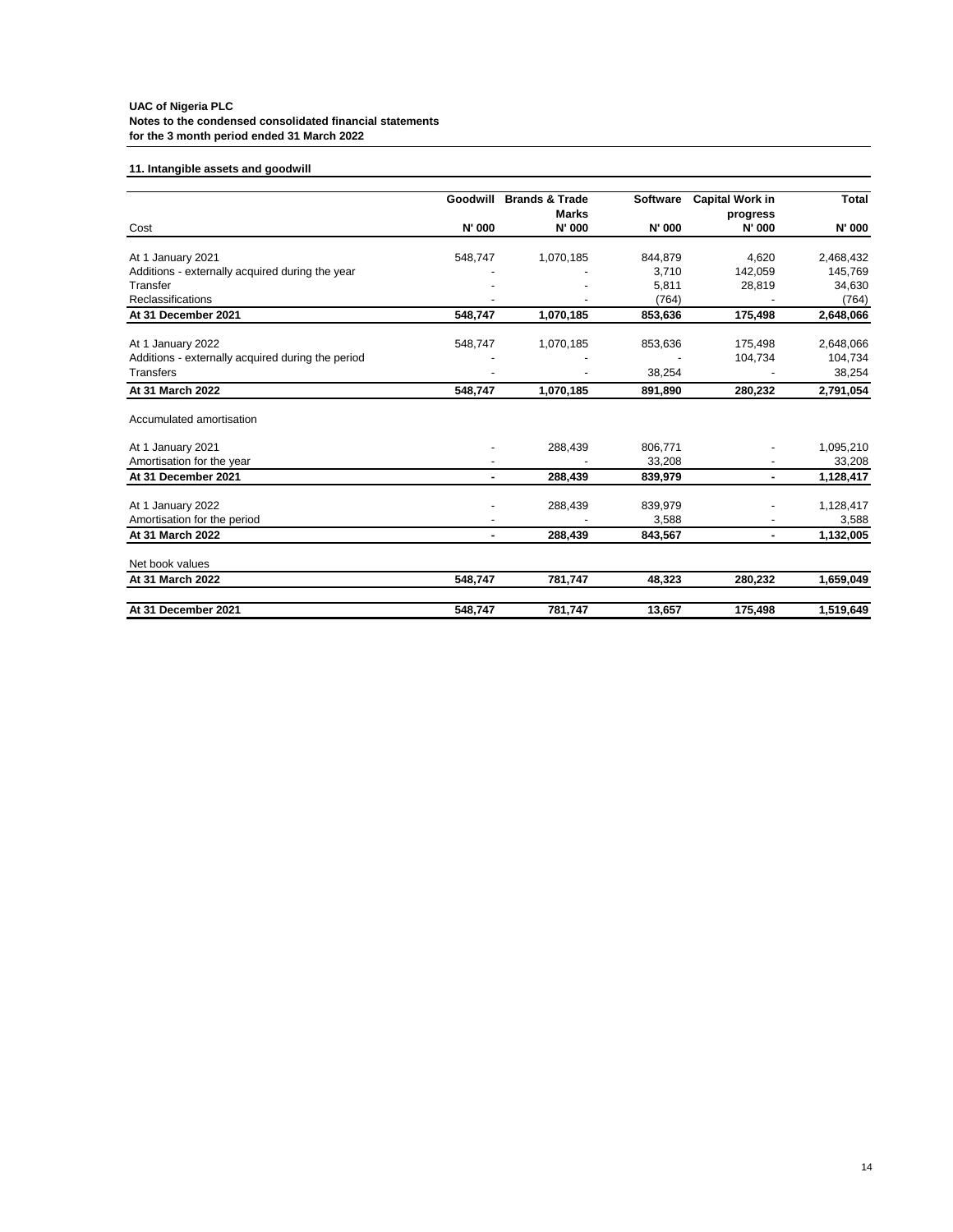**UAC of Nigeria PLC**
**Notes to the condensed consolidated financial statements**
**for the 3 month period ended 31 March 2022**

**11. Intangible assets and goodwill**

| Cost | Goodwill N' 000 | Brands & Trade Marks N' 000 | Software N' 000 | Capital Work in progress N' 000 | Total N' 000 |
|---|---|---|---|---|---|
| At 1 January 2021 | 548,747 | 1,070,185 | 844,879 | 4,620 | 2,468,432 |
| Additions - externally acquired during the year | - | - | 3,710 | 142,059 | 145,769 |
| Transfer | - | - | 5,811 | 28,819 | 34,630 |
| Reclassifications | - | - | (764) | - | (764) |
| **At 31 December 2021** | **548,747** | **1,070,185** | **853,636** | **175,498** | **2,648,066** |
| At 1 January 2022 | 548,747 | 1,070,185 | 853,636 | 175,498 | 2,648,066 |
| Additions - externally acquired during the period | - | - | - | 104,734 | 104,734 |
| Transfers | - | - | 38,254 | - | 38,254 |
| **At 31 March 2022** | **548,747** | **1,070,185** | **891,890** | **280,232** | **2,791,054** |
| Accumulated amortisation | | | | | |
| At 1 January 2021 | - | 288,439 | 806,771 | - | 1,095,210 |
| Amortisation for the year | - | - | 33,208 | - | 33,208 |
| **At 31 December 2021** | **-** | **288,439** | **839,979** | **-** | **1,128,417** |
| At 1 January 2022 | - | 288,439 | 839,979 | - | 1,128,417 |
| Amortisation for the period | - | - | 3,588 | - | 3,588 |
| **At 31 March 2022** | **-** | **288,439** | **843,567** | **-** | **1,132,005** |
| Net book values | | | | | |
| **At 31 March 2022** | **548,747** | **781,747** | **48,323** | **280,232** | **1,659,049** |
| **At 31 December 2021** | **548,747** | **781,747** | **13,657** | **175,498** | **1,519,649** |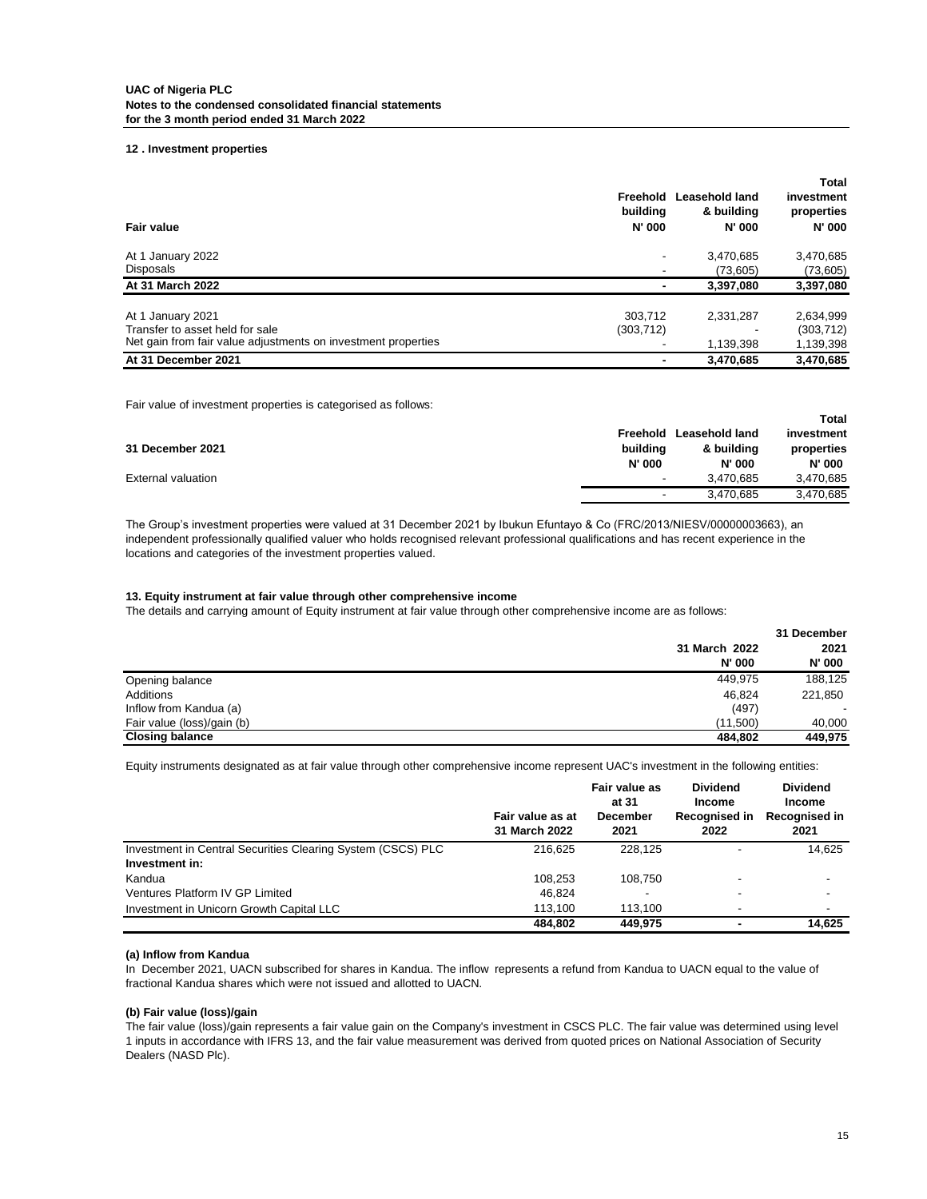**UAC of Nigeria PLC**
**Notes to the condensed consolidated financial statements**
**for the 3 month period ended 31 March 2022**

**12 . Investment properties**

| **Fair value** | **Freehold building N' 000** | **Leasehold land & building N' 000** | **Total investment properties N' 000** |
|---|---|---|---|
| At 1 January 2022 | - | 3,470,685 | 3,470,685 |
| Disposals | - | (73,605) | (73,605) |
| **At 31 March 2022** | **-** | **3,397,080** | **3,397,080** |
| | | | |
| At 1 January 2021 | 303,712 | 2,331,287 | 2,634,999 |
| Transfer to asset held for sale | (303,712) | - | (303,712) |
| Net gain from fair value adjustments on investment properties | - | 1,139,398 | 1,139,398 |
| **At 31 December 2021** | **-** | **3,470,685** | **3,470,685** |

Fair value of investment properties is categorised as follows:

| **31 December 2021** | **Freehold building N' 000** | **Leasehold land & building N' 000** | **Total investment properties N' 000** |
|---|---|---|---|
| External valuation | - | 3,470,685 | 3,470,685 |
| | - | 3,470,685 | 3,470,685 |

The Group's investment properties were valued at 31 December 2021 by Ibukun Efuntayo & Co (FRC/2013/NIESV/00000003663), an independent professionally qualified valuer who holds recognised relevant professional qualifications and has recent experience in the locations and categories of the investment properties valued.

**13. Equity instrument at fair value through other comprehensive income**

The details and carrying amount of Equity instrument at fair value through other comprehensive income are as follows:

| | **31 March 2022 N' 000** | **31 December 2021 N' 000** |
|---|---|---|
| Opening balance | 449,975 | 188,125 |
| Additions | 46,824 | 221,850 |
| Inflow from Kandua (a) | (497) | - |
| Fair value (loss)/gain (b) | (11,500) | 40,000 |
| **Closing balance** | **484,802** | **449,975** |

Equity instruments designated as at fair value through other comprehensive income represent UAC's investment in the following entities:

| | **Fair value as at 31 March 2022** | **Fair value as at 31 December 2021** | **Dividend Income Recognised in 2022** | **Dividend Income Recognised in 2021** |
|---|---|---|---|---|
| Investment in Central Securities Clearing System (CSCS) PLC | 216,625 | 228,125 | - | 14,625 |
| **Investment in:** | | | | |
| Kandua | 108,253 | 108,750 | - | - |
| Ventures Platform IV GP Limited | 46,824 | - | - | - |
| Investment in Unicorn Growth Capital LLC | 113,100 | 113,100 | - | - |
| | **484,802** | **449,975** | **-** | **14,625** |

**(a) Inflow from Kandua**

In December 2021, UACN subscribed for shares in Kandua. The inflow represents a refund from Kandua to UACN equal to the value of fractional Kandua shares which were not issued and allotted to UACN.

**(b) Fair value (loss)/gain**

The fair value (loss)/gain represents a fair value gain on the Company's investment in CSCS PLC. The fair value was determined using level 1 inputs in accordance with IFRS 13, and the fair value measurement was derived from quoted prices on National Association of Security Dealers (NASD Plc).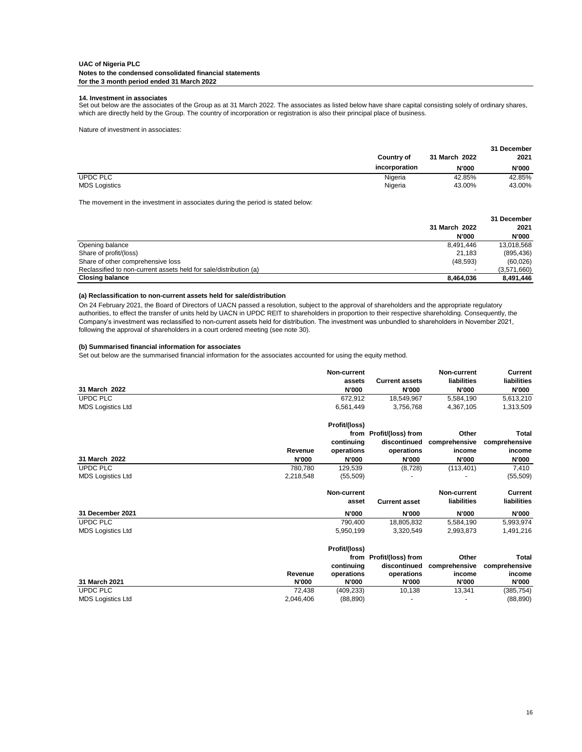UAC of Nigeria PLC
Notes to the condensed consolidated financial statements
for the 3 month period ended 31 March 2022

### 14. Investment in associates

Set out below are the associates of the Group as at 31 March 2022. The associates as listed below have share capital consisting solely of ordinary shares, which are directly held by the Group. The country of incorporation or registration is also their principal place of business.

Nature of investment in associates:

| | Country of incorporation | 31 March 2022 N'000 | 31 December 2021 N'000 |
|---|---|---|---|
| UPDC PLC | Nigeria | 42.85% | 42.85% |
| MDS Logistics | Nigeria | 43.00% | 43.00% |

The movement in the investment in associates during the period is stated below:

| | 31 March 2022 N'000 | 31 December 2021 N'000 |
|---|---|---|
| Opening balance | 8,491,446 | 13,018,568 |
| Share of profit/(loss) | 21,183 | (895,436) |
| Share of other comprehensive loss | (48,593) | (60,026) |
| Reclassified to non-current assets held for sale/distribution (a) | - | (3,571,660) |
| **Closing balance** | **8,464,036** | **8,491,446** |

#### (a) Reclassification to non-current assets held for sale/distribution

On 24 February 2021, the Board of Directors of UACN passed a resolution, subject to the approval of shareholders and the appropriate regulatory authorities, to effect the transfer of units held by UACN in UPDC REIT to shareholders in proportion to their respective shareholding. Consequently, the Company's investment was reclassified to non-current assets held for distribution. The investment was unbundled to shareholders in November 2021, following the approval of shareholders in a court ordered meeting (see note 30).

#### (b) Summarised financial information for associates

Set out below are the summarised financial information for the associates accounted for using the equity method.

| 31 March 2022 | Non-current assets N'000 | Current assets N'000 | Non-current liabilities N'000 | Current liabilities N'000 |
|---|---|---|---|---|
| UPDC PLC | 672,912 | 18,549,967 | 5,584,190 | 5,613,210 |
| MDS Logistics Ltd | 6,561,449 | 3,756,768 | 4,367,105 | 1,313,509 |

| 31 March 2022 | Revenue N'000 | Profit/(loss) from continuing operations N'000 | Profit/(loss) from discontinued operations N'000 | Other comprehensive income N'000 | Total comprehensive income N'000 |
|---|---|---|---|---|---|
| UPDC PLC | 780,780 | 129,539 | (8,728) | (113,401) | 7,410 |
| MDS Logistics Ltd | 2,218,548 | (55,509) | - | - | (55,509) |

| 31 December 2021 | Non-current asset N'000 | Current asset N'000 | Non-current liabilities N'000 | Current liabilities N'000 |
|---|---|---|---|---|
| UPDC PLC | 790,400 | 18,805,832 | 5,584,190 | 5,993,974 |
| MDS Logistics Ltd | 5,950,199 | 3,320,549 | 2,993,873 | 1,491,216 |

| 31 March 2021 | Revenue N'000 | Profit/(loss) from continuing operations N'000 | Profit/(loss) from discontinued operations N'000 | Other comprehensive income N'000 | Total comprehensive income N'000 |
|---|---|---|---|---|---|
| UPDC PLC | 72,438 | (409,233) | 10,138 | 13,341 | (385,754) |
| MDS Logistics Ltd | 2,046,406 | (88,890) | - | - | (88,890) |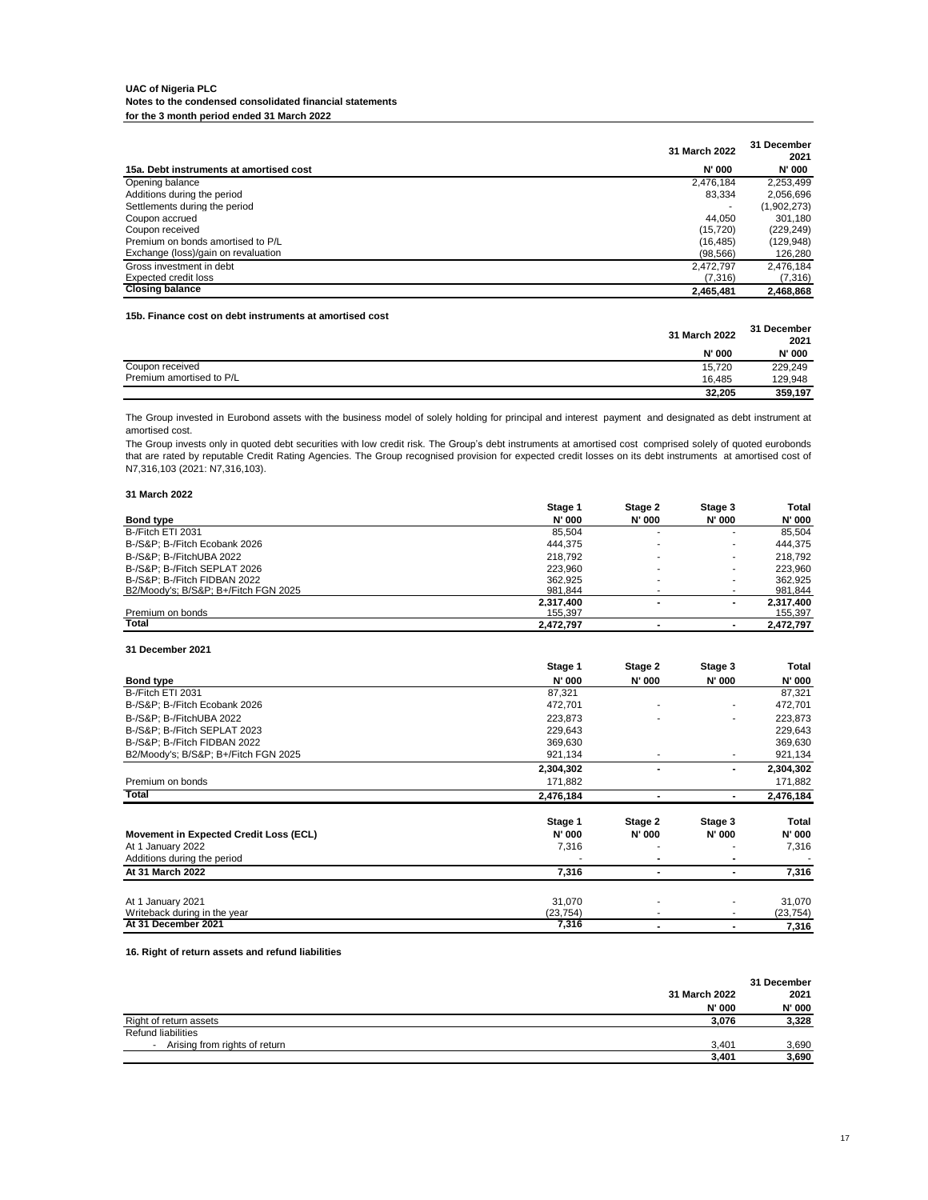**UAC of Nigeria PLC**
**Notes to the condensed consolidated financial statements**
**for the 3 month period ended 31 March 2022**

| **15a. Debt instruments at amortised cost** | **31 March 2022** | **31 December 2021** |
|---|---|---|
| | **N' 000** | **N' 000** |
| Opening balance | 2,476,184 | 2,253,499 |
| Additions during the period | 83,334 | 2,056,696 |
| Settlements during the period | - | (1,902,273) |
| Coupon accrued | 44,050 | 301,180 |
| Coupon received | (15,720) | (229,249) |
| Premium on bonds amortised to P/L | (16,485) | (129,948) |
| Exchange (loss)/gain on revaluation | (98,566) | 126,280 |
| Gross investment in debt | 2,472,797 | 2,476,184 |
| Expected credit loss | (7,316) | (7,316) |
| **Closing balance** | **2,465,481** | **2,468,868** |

**15b. Finance cost on debt instruments at amortised cost**

| | **31 March 2022** | **31 December 2021** |
|---|---|---|
| | **N' 000** | **N' 000** |
| Coupon received | 15,720 | 229,249 |
| Premium amortised to P/L | 16,485 | 129,948 |
| | **32,205** | **359,197** |

The Group invested in Eurobond assets with the business model of solely holding for principal and interest payment and designated as debt instrument at amortised cost.

The Group invests only in quoted debt securities with low credit risk. The Group's debt instruments at amortised cost comprised solely of quoted eurobonds that are rated by reputable Credit Rating Agencies. The Group recognised provision for expected credit losses on its debt instruments at amortised cost of N7,316,103 (2021: N7,316,103).

**31 March 2022**

| **Bond type** | **Stage 1 N' 000** | **Stage 2 N' 000** | **Stage 3 N' 000** | **Total N' 000** |
|---|---|---|---|---|
| B-/Fitch ETI 2031 | 85,504 | - | - | 85,504 |
| B-/S&P; B-/Fitch Ecobank 2026 | 444,375 | - | - | 444,375 |
| B-/S&P; B-/FitchUBA 2022 | 218,792 | - | - | 218,792 |
| B-/S&P; B-/Fitch SEPLAT 2026 | 223,960 | - | - | 223,960 |
| B-/S&P; B-/Fitch FIDBAN 2022 | 362,925 | - | - | 362,925 |
| B2/Moody's; B/S&P; B+/Fitch FGN 2025 | 981,844 | - | - | 981,844 |
| | **2,317,400** | **-** | **-** | **2,317,400** |
| Premium on bonds | 155,397 | | | 155,397 |
| **Total** | **2,472,797** | **-** | **-** | **2,472,797** |

**31 December 2021**

| **Bond type** | **Stage 1 N' 000** | **Stage 2 N' 000** | **Stage 3 N' 000** | **Total N' 000** |
|---|---|---|---|---|
| B-/Fitch ETI 2031 | 87,321 | | | 87,321 |
| B-/S&P; B-/Fitch Ecobank 2026 | 472,701 | - | - | 472,701 |
| B-/S&P; B-/FitchUBA 2022 | 223,873 | - | - | 223,873 |
| B-/S&P; B-/Fitch SEPLAT 2023 | 229,643 | | | 229,643 |
| B-/S&P; B-/Fitch FIDBAN 2022 | 369,630 | | | 369,630 |
| B2/Moody's; B/S&P; B+/Fitch FGN 2025 | 921,134 | - | - | 921,134 |
| | **2,304,302** | **-** | **-** | **2,304,302** |
| Premium on bonds | 171,882 | | | 171,882 |
| **Total** | **2,476,184** | **-** | **-** | **2,476,184** |

| **Movement in Expected Credit Loss (ECL)** | **Stage 1 N' 000** | **Stage 2 N' 000** | **Stage 3 N' 000** | **Total N' 000** |
|---|---|---|---|---|
| At 1 January 2022 | 7,316 | - | - | 7,316 |
| Additions during the period | - | - | - | - |
| **At 31 March 2022** | **7,316** | **-** | **-** | **7,316** |
| | | | | |
| At 1 January 2021 | 31,070 | - | - | 31,070 |
| Writeback during in the year | (23,754) | - | - | (23,754) |
| **At 31 December 2021** | **7,316** | **-** | **-** | **7,316** |

**16. Right of return assets and refund liabilities**

| | **31 March 2022** | **31 December 2021** |
|---|---|---|
| | **N' 000** | **N' 000** |
| Right of return assets | **3,076** | **3,328** |
| Refund liabilities | | |
| - Arising from rights of return | 3,401 | 3,690 |
| | **3,401** | **3,690** |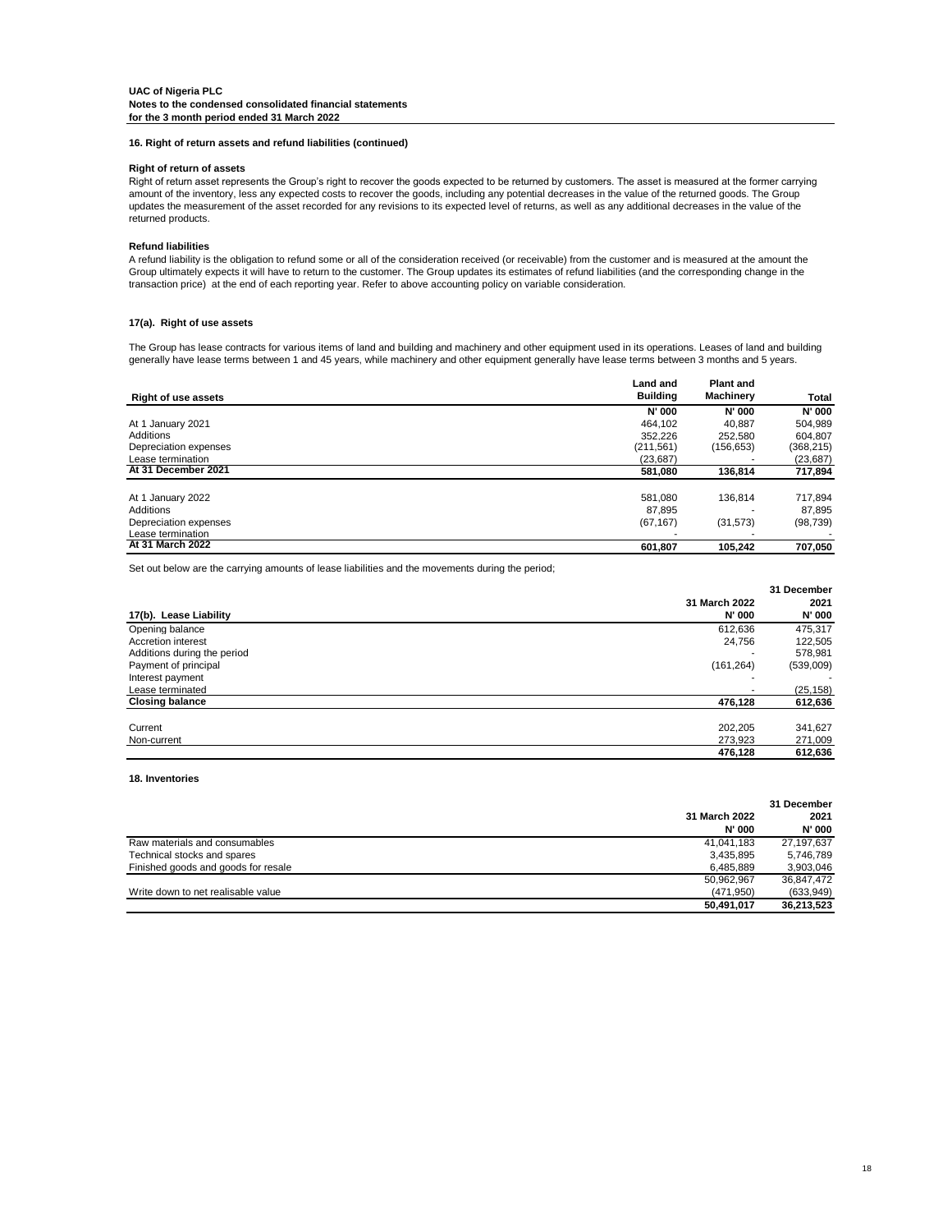**UAC of Nigeria PLC**
**Notes to the condensed consolidated financial statements**
**for the 3 month period ended 31 March 2022**

### 16. Right of return assets and refund liabilities (continued)

**Right of return of assets**

Right of return asset represents the Group's right to recover the goods expected to be returned by customers. The asset is measured at the former carrying amount of the inventory, less any expected costs to recover the goods, including any potential decreases in the value of the returned goods. The Group updates the measurement of the asset recorded for any revisions to its expected level of returns, as well as any additional decreases in the value of the returned products.

**Refund liabilities**

A refund liability is the obligation to refund some or all of the consideration received (or receivable) from the customer and is measured at the amount the Group ultimately expects it will have to return to the customer. The Group updates its estimates of refund liabilities (and the corresponding change in the transaction price) at the end of each reporting year. Refer to above accounting policy on variable consideration.

### 17(a). Right of use assets

The Group has lease contracts for various items of land and building and machinery and other equipment used in its operations. Leases of land and building generally have lease terms between 1 and 45 years, while machinery and other equipment generally have lease terms between 3 months and 5 years.

| Right of use assets | Land and Building | Plant and Machinery | Total |
|---|---|---|---|
| | N' 000 | N' 000 | N' 000 |
| At 1 January 2021 | 464,102 | 40,887 | 504,989 |
| Additions | 352,226 | 252,580 | 604,807 |
| Depreciation expenses | (211,561) | (156,653) | (368,215) |
| Lease termination | (23,687) | - | (23,687) |
| **At 31 December 2021** | **581,080** | **136,814** | **717,894** |
| | | | |
| At 1 January 2022 | 581,080 | 136,814 | 717,894 |
| Additions | 87,895 | - | 87,895 |
| Depreciation expenses | (67,167) | (31,573) | (98,739) |
| Lease termination | - | - | - |
| **At 31 March 2022** | **601,807** | **105,242** | **707,050** |

Set out below are the carrying amounts of lease liabilities and the movements during the period;

| 17(b). Lease Liability | 31 March 2022 N' 000 | 31 December 2021 N' 000 |
|---|---|---|
| Opening balance | 612,636 | 475,317 |
| Accretion interest | 24,756 | 122,505 |
| Additions during the period | - | 578,981 |
| Payment of principal | (161,264) | (539,009) |
| Interest payment | - | - |
| Lease terminated | - | (25,158) |
| **Closing balance** | **476,128** | **612,636** |
| | | |
| Current | 202,205 | 341,627 |
| Non-current | 273,923 | 271,009 |
| | **476,128** | **612,636** |

### 18. Inventories

| | 31 March 2022 N' 000 | 31 December 2021 N' 000 |
|---|---|---|
| Raw materials and consumables | 41,041,183 | 27,197,637 |
| Technical stocks and spares | 3,435,895 | 5,746,789 |
| Finished goods and goods for resale | 6,485,889 | 3,903,046 |
| | 50,962,967 | 36,847,472 |
| Write down to net realisable value | (471,950) | (633,949) |
| | **50,491,017** | **36,213,523** |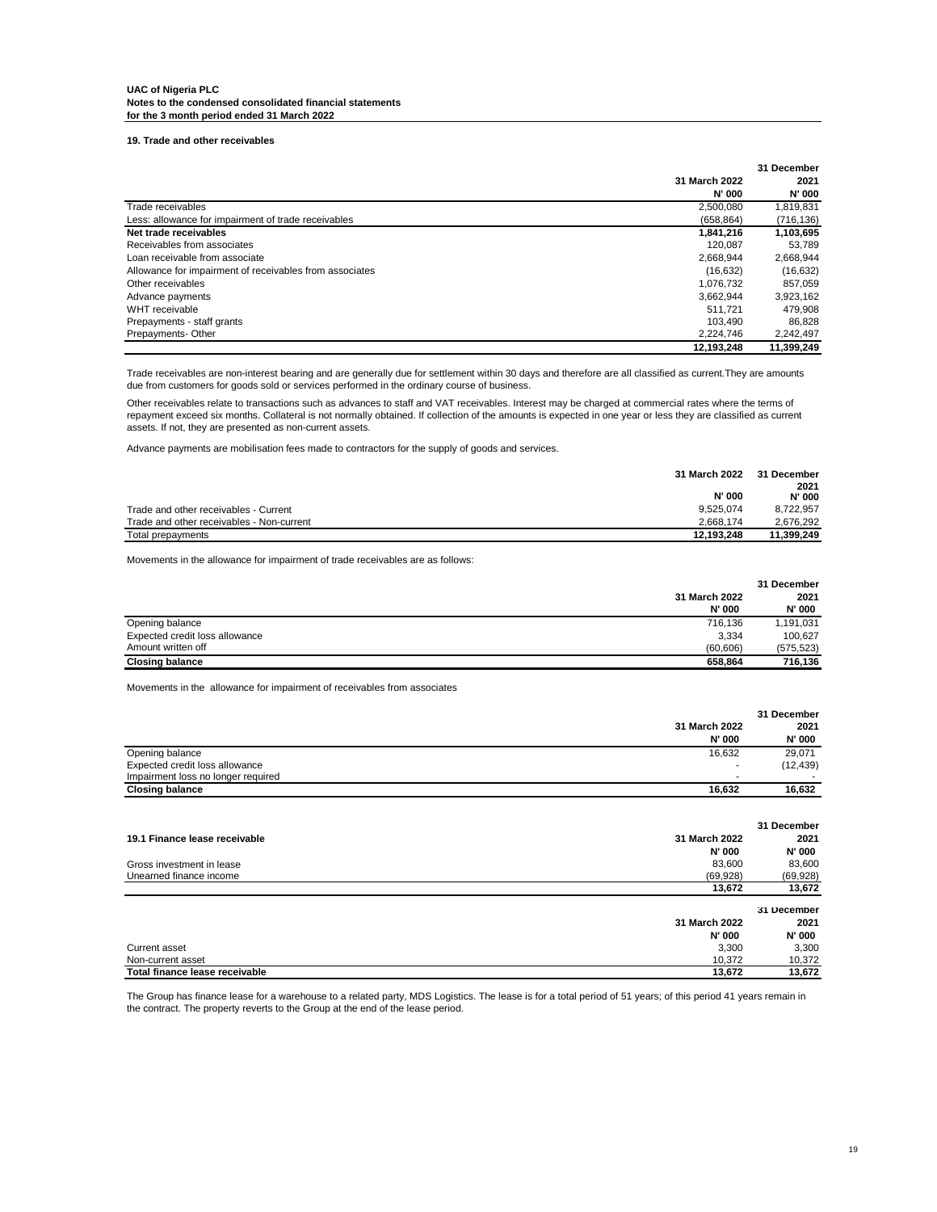UAC of Nigeria PLC
Notes to the condensed consolidated financial statements
for the 3 month period ended 31 March 2022

## 19. Trade and other receivables

| | 31 March 2022 | 31 December 2021 |
|---|---|---|
| | N' 000 | N' 000 |
| Trade receivables | 2,500,080 | 1,819,831 |
| Less: allowance for impairment of trade receivables | (658,864) | (716,136) |
| **Net trade receivables** | **1,841,216** | **1,103,695** |
| Receivables from associates | 120,087 | 53,789 |
| Loan receivable from associate | 2,668,944 | 2,668,944 |
| Allowance for impairment of receivables from associates | (16,632) | (16,632) |
| Other receivables | 1,076,732 | 857,059 |
| Advance payments | 3,662,944 | 3,923,162 |
| WHT receivable | 511,721 | 479,908 |
| Prepayments - staff grants | 103,490 | 86,828 |
| Prepayments- Other | 2,224,746 | 2,242,497 |
| | **12,193,248** | **11,399,249** |

Trade receivables are non-interest bearing and are generally due for settlement within 30 days and therefore are all classified as current.They are amounts due from customers for goods sold or services performed in the ordinary course of business.

Other receivables relate to transactions such as advances to staff and VAT receivables. Interest may be charged at commercial rates where the terms of repayment exceed six months. Collateral is not normally obtained. If collection of the amounts is expected in one year or less they are classified as current assets. If not, they are presented as non-current assets.

Advance payments are mobilisation fees made to contractors for the supply of goods and services.

| | 31 March 2022 | 31 December 2021 |
|---|---|---|
| | N' 000 | N' 000 |
| Trade and other receivables - Current | 9,525,074 | 8,722,957 |
| Trade and other receivables - Non-current | 2,668,174 | 2,676,292 |
| Total prepayments | **12,193,248** | **11,399,249** |

Movements in the allowance for impairment of trade receivables are as follows:

| | 31 March 2022 | 31 December 2021 |
|---|---|---|
| | N' 000 | N' 000 |
| Opening balance | 716,136 | 1,191,031 |
| Expected credit loss allowance | 3,334 | 100,627 |
| Amount written off | (60,606) | (575,523) |
| **Closing balance** | **658,864** | **716,136** |

Movements in the allowance for impairment of receivables from associates

| | 31 March 2022 | 31 December 2021 |
|---|---|---|
| | N' 000 | N' 000 |
| Opening balance | 16,632 | 29,071 |
| Expected credit loss allowance | - | (12,439) |
| Impairment loss no longer required | - | - |
| **Closing balance** | **16,632** | **16,632** |

### 19.1 Finance lease receivable

| | 31 March 2022 | 31 December 2021 |
|---|---|---|
| | N' 000 | N' 000 |
| Gross investment in lease | 83,600 | 83,600 |
| Unearned finance income | (69,928) | (69,928) |
| | **13,672** | **13,672** |

| | 31 March 2022 | 31 December 2021 |
|---|---|---|
| | N' 000 | N' 000 |
| Current asset | 3,300 | 3,300 |
| Non-current asset | 10,372 | 10,372 |
| **Total finance lease receivable** | **13,672** | **13,672** |

The Group has finance lease for a warehouse to a related party, MDS Logistics. The lease is for a total period of 51 years; of this period 41 years remain in the contract. The property reverts to the Group at the end of the lease period.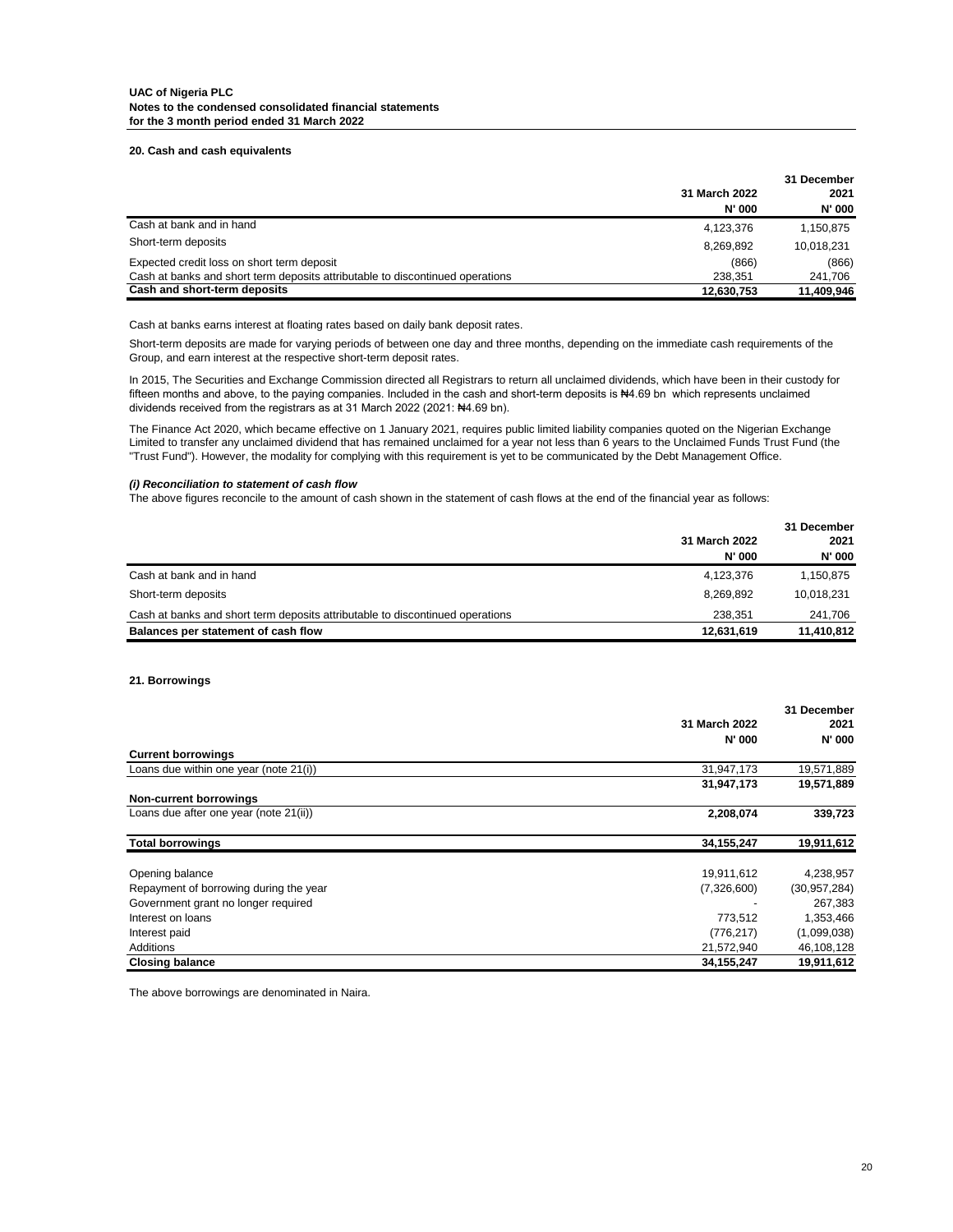**UAC of Nigeria PLC**
**Notes to the condensed consolidated financial statements**
**for the 3 month period ended 31 March 2022**

## 20. Cash and cash equivalents

| | 31 March 2022 | 31 December 2021 |
|---|---|---|
| | N' 000 | N' 000 |
| Cash at bank and in hand | 4,123,376 | 1,150,875 |
| Short-term deposits | 8,269,892 | 10,018,231 |
| Expected credit loss on short term deposit | (866) | (866) |
| Cash at banks and short term deposits attributable to discontinued operations | 238,351 | 241,706 |
| **Cash and short-term deposits** | **12,630,753** | **11,409,946** |

Cash at banks earns interest at floating rates based on daily bank deposit rates.

Short-term deposits are made for varying periods of between one day and three months, depending on the immediate cash requirements of the Group, and earn interest at the respective short-term deposit rates.

In 2015, The Securities and Exchange Commission directed all Registrars to return all unclaimed dividends, which have been in their custody for fifteen months and above, to the paying companies. Included in the cash and short-term deposits is ₦4.69 bn which represents unclaimed dividends received from the registrars as at 31 March 2022 (2021: ₦4.69 bn).

The Finance Act 2020, which became effective on 1 January 2021, requires public limited liability companies quoted on the Nigerian Exchange Limited to transfer any unclaimed dividend that has remained unclaimed for a year not less than 6 years to the Unclaimed Funds Trust Fund (the "Trust Fund"). However, the modality for complying with this requirement is yet to be communicated by the Debt Management Office.

***(i) Reconciliation to statement of cash flow***

The above figures reconcile to the amount of cash shown in the statement of cash flows at the end of the financial year as follows:

| | 31 March 2022 | 31 December 2021 |
|---|---|---|
| | N' 000 | N' 000 |
| Cash at bank and in hand | 4,123,376 | 1,150,875 |
| Short-term deposits | 8,269,892 | 10,018,231 |
| Cash at banks and short term deposits attributable to discontinued operations | 238,351 | 241,706 |
| **Balances per statement of cash flow** | **12,631,619** | **11,410,812** |

## 21. Borrowings

| | 31 March 2022 | 31 December 2021 |
|---|---|---|
| | N' 000 | N' 000 |
| **Current borrowings** | | |
| Loans due within one year (note 21(i)) | 31,947,173 | 19,571,889 |
| | **31,947,173** | **19,571,889** |
| **Non-current borrowings** | | |
| Loans due after one year (note 21(ii)) | **2,208,074** | **339,723** |
| **Total borrowings** | **34,155,247** | **19,911,612** |
| | | |
| Opening balance | 19,911,612 | 4,238,957 |
| Repayment of borrowing during the year | (7,326,600) | (30,957,284) |
| Government grant no longer required | - | 267,383 |
| Interest on loans | 773,512 | 1,353,466 |
| Interest paid | (776,217) | (1,099,038) |
| Additions | 21,572,940 | 46,108,128 |
| **Closing balance** | **34,155,247** | **19,911,612** |

The above borrowings are denominated in Naira.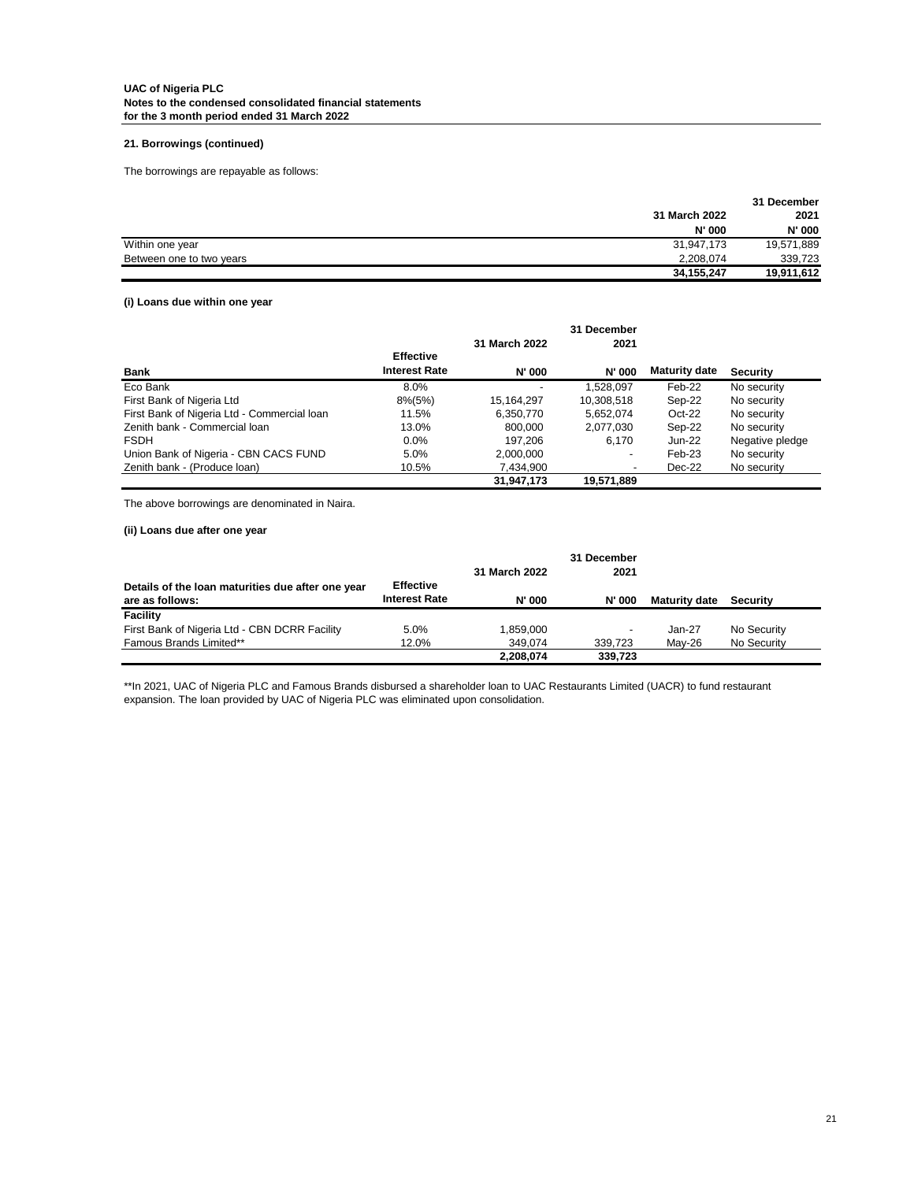UAC of Nigeria PLC
Notes to the condensed consolidated financial statements
for the 3 month period ended 31 March 2022

### 21. Borrowings (continued)

The borrowings are repayable as follows:

| | 31 March 2022 | 31 December 2021 |
|---|---|---|
| | N' 000 | N' 000 |
| Within one year | 31,947,173 | 19,571,889 |
| Between one to two years | 2,208,074 | 339,723 |
| | **34,155,247** | **19,911,612** |

#### (i) Loans due within one year

| Bank | Effective Interest Rate | 31 March 2022 N' 000 | 31 December 2021 N' 000 | Maturity date | Security |
|---|---|---|---|---|---|
| Eco Bank | 8.0% | - | 1,528,097 | Feb-22 | No security |
| First Bank of Nigeria Ltd | 8%(5%) | 15,164,297 | 10,308,518 | Sep-22 | No security |
| First Bank of Nigeria Ltd - Commercial loan | 11.5% | 6,350,770 | 5,652,074 | Oct-22 | No security |
| Zenith bank - Commercial loan | 13.0% | 800,000 | 2,077,030 | Sep-22 | No security |
| FSDH | 0.0% | 197,206 | 6,170 | Jun-22 | Negative pledge |
| Union Bank of Nigeria - CBN CACS FUND | 5.0% | 2,000,000 | - | Feb-23 | No security |
| Zenith bank - (Produce loan) | 10.5% | 7,434,900 | - | Dec-22 | No security |
| | | **31,947,173** | **19,571,889** | | |

The above borrowings are denominated in Naira.

#### (ii) Loans due after one year

| Details of the loan maturities due after one year are as follows: | Effective Interest Rate | 31 March 2022 N' 000 | 31 December 2021 N' 000 | Maturity date | Security |
|---|---|---|---|---|---|
| **Facility** | | | | | |
| First Bank of Nigeria Ltd - CBN DCRR Facility | 5.0% | 1,859,000 | - | Jan-27 | No Security |
| Famous Brands Limited** | 12.0% | 349,074 | 339,723 | May-26 | No Security |
| | | **2,208,074** | **339,723** | | |

**In 2021, UAC of Nigeria PLC and Famous Brands disbursed a shareholder loan to UAC Restaurants Limited (UACR) to fund restaurant expansion. The loan provided by UAC of Nigeria PLC was eliminated upon consolidation.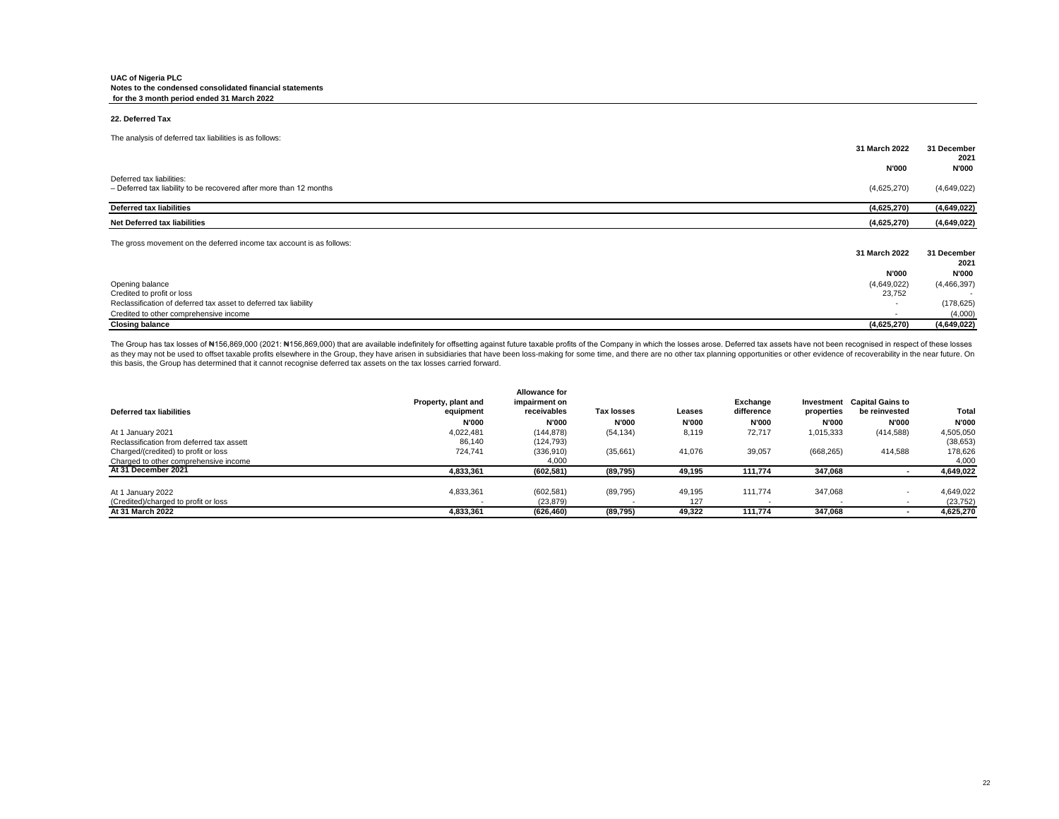**UAC of Nigeria PLC**
**Notes to the condensed consolidated financial statements**
**for the 3 month period ended 31 March 2022**

### 22. Deferred Tax

The analysis of deferred tax liabilities is as follows:

| | 31 March 2022 | 31 December 2021 |
|---|---|---|
| | N'000 | N'000 |
| Deferred tax liabilities: | | |
| – Deferred tax liability to be recovered after more than 12 months | (4,625,270) | (4,649,022) |
| **Deferred tax liabilities** | **(4,625,270)** | **(4,649,022)** |
| **Net Deferred tax liabilities** | **(4,625,270)** | **(4,649,022)** |

The gross movement on the deferred income tax account is as follows:

| | 31 March 2022 | 31 December 2021 |
|---|---|---|
| | N'000 | N'000 |
| Opening balance | (4,649,022) | (4,466,397) |
| Credited to profit or loss | 23,752 | - |
| Reclassification of deferred tax asset to deferred tax liability | - | (178,625) |
| Credited to other comprehensive income | - | (4,000) |
| **Closing balance** | **(4,625,270)** | **(4,649,022)** |

The Group has tax losses of ₦156,869,000 (2021: ₦156,869,000) that are available indefinitely for offsetting against future taxable profits of the Company in which the losses arose. Deferred tax assets have not been recognised in respect of these losses as they may not be used to offset taxable profits elsewhere in the Group, they have arisen in subsidiaries that have been loss-making for some time, and there are no other tax planning opportunities or other evidence of recoverability in the near future. On this basis, the Group has determined that it cannot recognise deferred tax assets on the tax losses carried forward.

| Deferred tax liabilities | Property, plant and equipment | Allowance for impairment on receivables | Tax losses | Leases | Exchange difference | Investment properties | Capital Gains to be reinvested | Total |
|---|---|---|---|---|---|---|---|---|
| | N'000 | N'000 | N'000 | N'000 | N'000 | N'000 | N'000 | N'000 |
| At 1 January 2021 | 4,022,481 | (144,878) | (54,134) | 8,119 | 72,717 | 1,015,333 | (414,588) | 4,505,050 |
| Reclassification from deferred tax assett | 86,140 | (124,793) | | | | | | (38,653) |
| Charged/(credited) to profit or loss | 724,741 | (336,910) | (35,661) | 41,076 | 39,057 | (668,265) | 414,588 | 178,626 |
| Charged to other comprehensive income | | 4,000 | | | | | | 4,000 |
| **At 31 December 2021** | **4,833,361** | **(602,581)** | **(89,795)** | **49,195** | **111,774** | **347,068** | **-** | **4,649,022** |
| | | | | | | | | |
| At 1 January 2022 | 4,833,361 | (602,581) | (89,795) | 49,195 | 111,774 | 347,068 | - | 4,649,022 |
| (Credited)/charged to profit or loss | - | (23,879) | - | 127 | - | - | - | (23,752) |
| **At 31 March 2022** | **4,833,361** | **(626,460)** | **(89,795)** | **49,322** | **111,774** | **347,068** | **-** | **4,625,270** |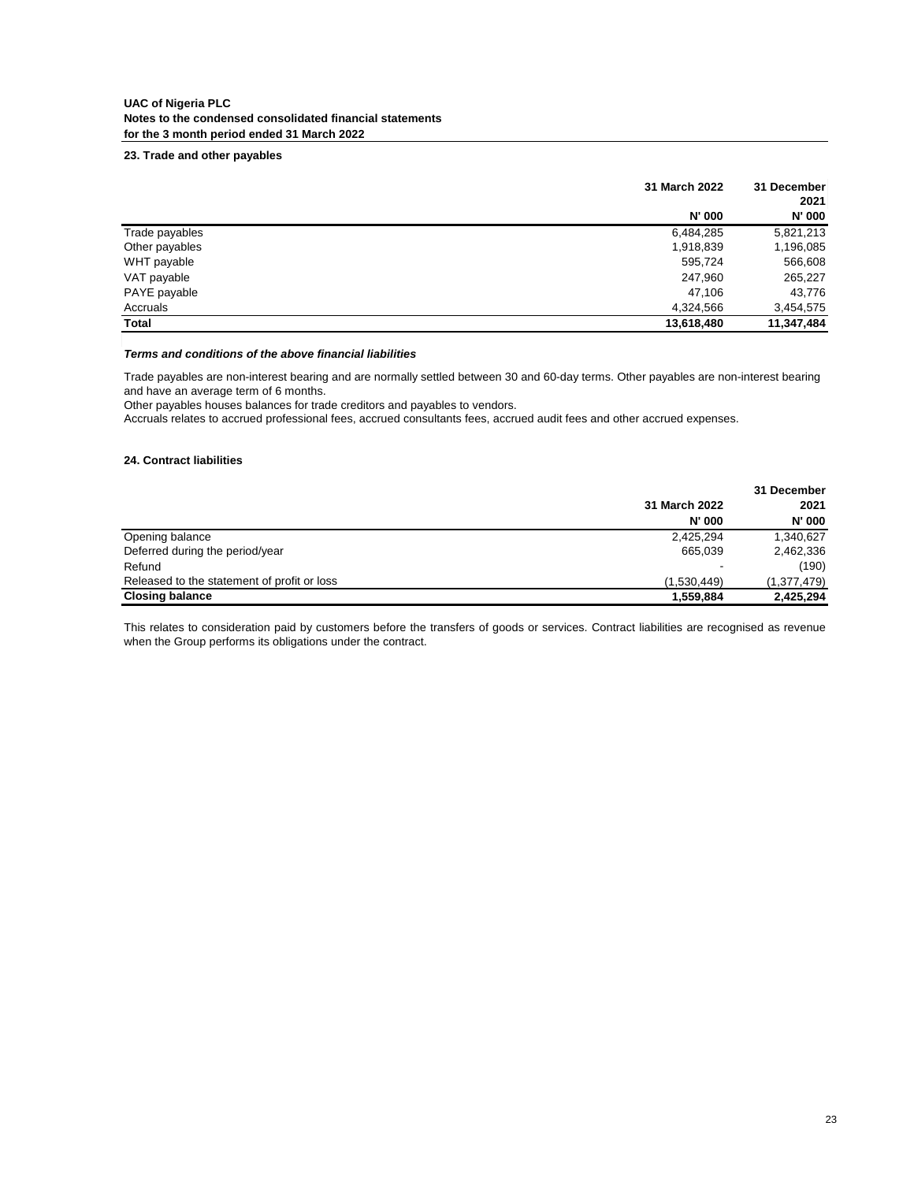**UAC of Nigeria PLC**
**Notes to the condensed consolidated financial statements**
**for the 3 month period ended 31 March 2022**

### 23. Trade and other payables

| | 31 March 2022 | 31 December 2021 |
|---|---|---|
| | N' 000 | N' 000 |
| Trade payables | 6,484,285 | 5,821,213 |
| Other payables | 1,918,839 | 1,196,085 |
| WHT payable | 595,724 | 566,608 |
| VAT payable | 247,960 | 265,227 |
| PAYE payable | 47,106 | 43,776 |
| Accruals | 4,324,566 | 3,454,575 |
| **Total** | **13,618,480** | **11,347,484** |

***Terms and conditions of the above financial liabilities***

Trade payables are non-interest bearing and are normally settled between 30 and 60-day terms. Other payables are non-interest bearing and have an average term of 6 months.
Other payables houses balances for trade creditors and payables to vendors.
Accruals relates to accrued professional fees, accrued consultants fees, accrued audit fees and other accrued expenses.

### 24. Contract liabilities

| | 31 March 2022 | 31 December 2021 |
|---|---|---|
| | N' 000 | N' 000 |
| Opening balance | 2,425,294 | 1,340,627 |
| Deferred during the period/year | 665,039 | 2,462,336 |
| Refund | - | (190) |
| Released to the statement of profit or loss | (1,530,449) | (1,377,479) |
| **Closing balance** | **1,559,884** | **2,425,294** |

This relates to consideration paid by customers before the transfers of goods or services. Contract liabilities are recognised as revenue when the Group performs its obligations under the contract.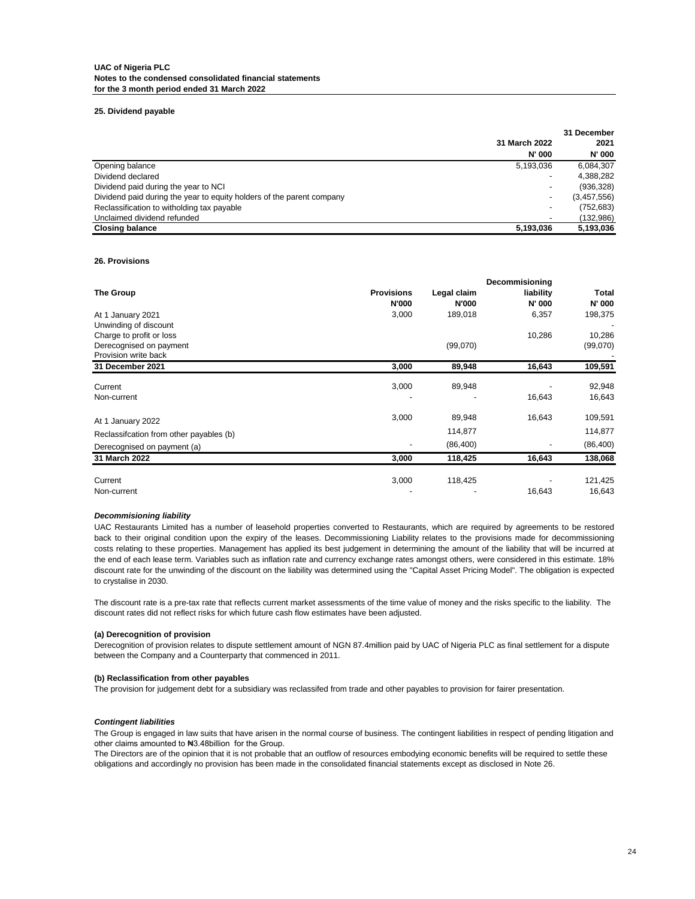**UAC of Nigeria PLC**
**Notes to the condensed consolidated financial statements**
**for the 3 month period ended 31 March 2022**

**25. Dividend payable**

| | 31 March 2022 | 31 December 2021 |
|---|---|---|
| | N' 000 | N' 000 |
| Opening balance | 5,193,036 | 6,084,307 |
| Dividend declared | - | 4,388,282 |
| Dividend paid during the year to NCI | - | (936,328) |
| Dividend paid during the year to equity holders of the parent company | - | (3,457,556) |
| Reclassification to witholding tax payable | - | (752,683) |
| Unclaimed dividend refunded | - | (132,986) |
| **Closing balance** | **5,193,036** | **5,193,036** |

**26. Provisions**

| **The Group** | **Provisions** | **Legal claim** | **Decommisioning liability** | **Total** |
|---|---|---|---|---|
| | **N'000** | **N'000** | **N' 000** | **N' 000** |
| At 1 January 2021 | 3,000 | 189,018 | 6,357 | 198,375 |
| Unwinding of discount | | | | - |
| Charge to profit or loss | | | 10,286 | 10,286 |
| Derecognised on payment | | (99,070) | | (99,070) |
| Provision write back | | | | - |
| **31 December 2021** | **3,000** | **89,948** | **16,643** | **109,591** |
| Current | 3,000 | 89,948 | - | 92,948 |
| Non-current | - | - | 16,643 | 16,643 |
| At 1 January 2022 | 3,000 | 89,948 | 16,643 | 109,591 |
| Reclassifcation from other payables (b) | | 114,877 | | 114,877 |
| Derecognised on payment (a) | - | (86,400) | - | (86,400) |
| **31 March 2022** | **3,000** | **118,425** | **16,643** | **138,068** |
| Current | 3,000 | 118,425 | - | 121,425 |
| Non-current | - | - | 16,643 | 16,643 |

***Decommisioning liability***

UAC Restaurants Limited has a number of leasehold properties converted to Restaurants, which are required by agreements to be restored back to their original condition upon the expiry of the leases. Decommissioning Liability relates to the provisions made for decommissioning costs relating to these properties. Management has applied its best judgement in determining the amount of the liability that will be incurred at the end of each lease term. Variables such as inflation rate and currency exchange rates amongst others, were considered in this estimate. 18% discount rate for the unwinding of the discount on the liability was determined using the "Capital Asset Pricing Model". The obligation is expected to crystalise in 2030.

The discount rate is a pre-tax rate that reflects current market assessments of the time value of money and the risks specific to the liability. The discount rates did not reflect risks for which future cash flow estimates have been adjusted.

**(a) Derecognition of provision**

Derecognition of provision relates to dispute settlement amount of NGN 87.4million paid by UAC of Nigeria PLC as final settlement for a dispute between the Company and a Counterparty that commenced in 2011.

**(b) Reclassification from other payables**

The provision for judgement debt for a subsidiary was reclassifed from trade and other payables to provision for fairer presentation.

***Contingent liabilities***

The Group is engaged in law suits that have arisen in the normal course of business. The contingent liabilities in respect of pending litigation and other claims amounted to ₦3.48billion for the Group.

The Directors are of the opinion that it is not probable that an outflow of resources embodying economic benefits will be required to settle these obligations and accordingly no provision has been made in the consolidated financial statements except as disclosed in Note 26.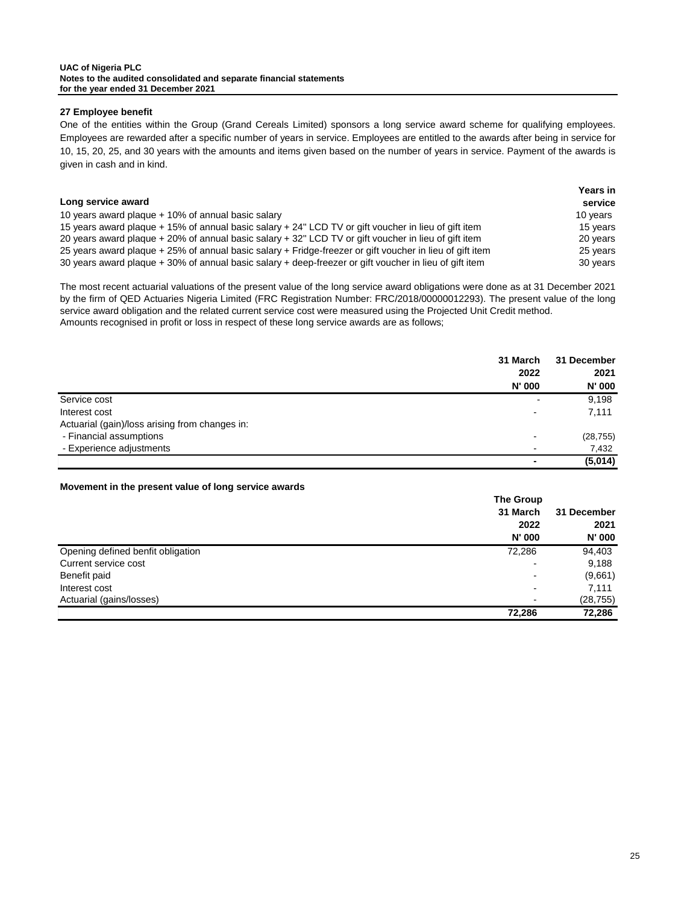### 27 Employee benefit

One of the entities within the Group (Grand Cereals Limited) sponsors a long service award scheme for qualifying employees. Employees are rewarded after a specific number of years in service. Employees are entitled to the awards after being in service for 10, 15, 20, 25, and 30 years with the amounts and items given based on the number of years in service. Payment of the awards is given in cash and in kind.

| Long service award | Years in service |
|---|---|
| 10 years award plaque + 10% of annual basic salary | 10 years |
| 15 years award plaque + 15% of annual basic salary + 24" LCD TV or gift voucher in lieu of gift item | 15 years |
| 20 years award plaque + 20% of annual basic salary + 32" LCD TV or gift voucher in lieu of gift item | 20 years |
| 25 years award plaque + 25% of annual basic salary + Fridge-freezer or gift voucher in lieu of gift item | 25 years |
| 30 years award plaque + 30% of annual basic salary + deep-freezer or gift voucher in lieu of gift item | 30 years |

The most recent actuarial valuations of the present value of the long service award obligations were done as at 31 December 2021 by the firm of QED Actuaries Nigeria Limited (FRC Registration Number: FRC/2018/00000012293). The present value of the long service award obligation and the related current service cost were measured using the Projected Unit Credit method.
Amounts recognised in profit or loss in respect of these long service awards are as follows;

| | 31 March 2022 N' 000 | 31 December 2021 N' 000 |
|---|---|---|
| Service cost | - | 9,198 |
| Interest cost | - | 7,111 |
| Actuarial (gain)/loss arising from changes in: | | |
| - Financial assumptions | - | (28,755) |
| - Experience adjustments | - | 7,432 |
| | **-** | **(5,014)** |

**Movement in the present value of long service awards**

| | The Group | |
|---|---|---|
| | 31 March 2022 N' 000 | 31 December 2021 N' 000 |
| Opening defined benfit obligation | 72,286 | 94,403 |
| Current service cost | - | 9,188 |
| Benefit paid | - | (9,661) |
| Interest cost | - | 7,111 |
| Actuarial (gains/losses) | - | (28,755) |
| | **72,286** | **72,286** |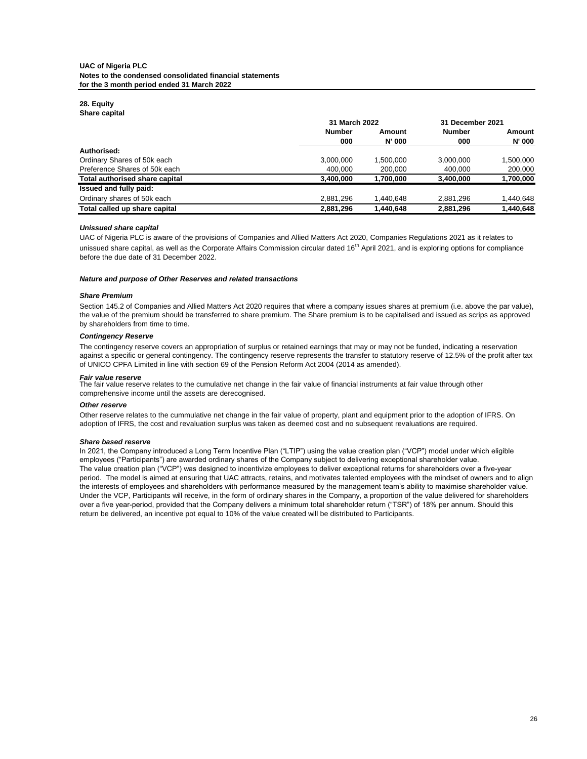**UAC of Nigeria PLC**
**Notes to the condensed consolidated financial statements**
**for the 3 month period ended 31 March 2022**

## 28. Equity

**Share capital**

| | 31 March 2022 | | 31 December 2021 | |
|---|---|---|---|---|
| | **Number 000** | **Amount N' 000** | **Number 000** | **Amount N' 000** |
| **Authorised:** | | | | |
| Ordinary Shares of 50k each | 3,000,000 | 1,500,000 | 3,000,000 | 1,500,000 |
| Preference Shares of 50k each | 400,000 | 200,000 | 400,000 | 200,000 |
| **Total authorised share capital** | **3,400,000** | **1,700,000** | **3,400,000** | **1,700,000** |
| **Issued and fully paid:** | | | | |
| Ordinary shares of 50k each | 2,881,296 | 1,440,648 | 2,881,296 | 1,440,648 |
| **Total called up share capital** | **2,881,296** | **1,440,648** | **2,881,296** | **1,440,648** |

***Unissued share capital***

UAC of Nigeria PLC is aware of the provisions of Companies and Allied Matters Act 2020, Companies Regulations 2021 as it relates to unissued share capital, as well as the Corporate Affairs Commission circular dated 16th April 2021, and is exploring options for compliance before the due date of 31 December 2022.

***Nature and purpose of Other Reserves and related transactions***

***Share Premium***

Section 145.2 of Companies and Allied Matters Act 2020 requires that where a company issues shares at premium (i.e. above the par value), the value of the premium should be transferred to share premium. The Share premium is to be capitalised and issued as scrips as approved by shareholders from time to time.

***Contingency Reserve***

The contingency reserve covers an appropriation of surplus or retained earnings that may or may not be funded, indicating a reservation against a specific or general contingency. The contingency reserve represents the transfer to statutory reserve of 12.5% of the profit after tax of UNICO CPFA Limited in line with section 69 of the Pension Reform Act 2004 (2014 as amended).

***Fair value reserve***

The fair value reserve relates to the cumulative net change in the fair value of financial instruments at fair value through other comprehensive income until the assets are derecognised.

***Other reserve***

Other reserve relates to the cummulative net change in the fair value of property, plant and equipment prior to the adoption of IFRS. On adoption of IFRS, the cost and revaluation surplus was taken as deemed cost and no subsequent revaluations are required.

***Share based reserve***

In 2021, the Company introduced a Long Term Incentive Plan ("LTIP") using the value creation plan ("VCP") model under which eligible employees ("Participants") are awarded ordinary shares of the Company subject to delivering exceptional shareholder value.
The value creation plan ("VCP") was designed to incentivize employees to deliver exceptional returns for shareholders over a five-year period. The model is aimed at ensuring that UAC attracts, retains, and motivates talented employees with the mindset of owners and to align the interests of employees and shareholders with performance measured by the management team's ability to maximise shareholder value. Under the VCP, Participants will receive, in the form of ordinary shares in the Company, a proportion of the value delivered for shareholders over a five year-period, provided that the Company delivers a minimum total shareholder return ("TSR") of 18% per annum. Should this return be delivered, an incentive pot equal to 10% of the value created will be distributed to Participants.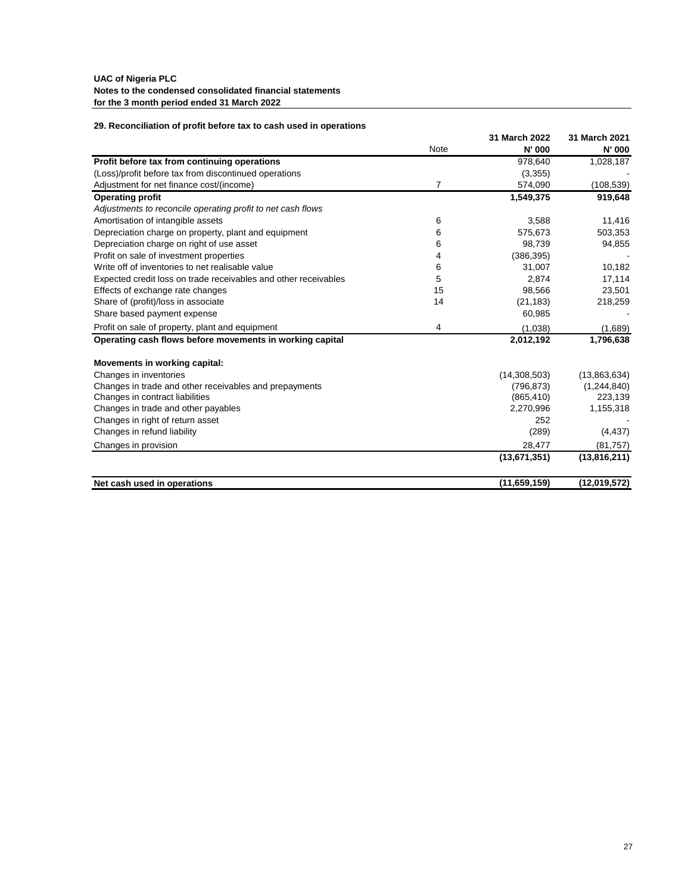**UAC of Nigeria PLC**
**Notes to the condensed consolidated financial statements**
**for the 3 month period ended 31 March 2022**

## 29. Reconciliation of profit before tax to cash used in operations

| | Note | 31 March 2022 N' 000 | 31 March 2021 N' 000 |
|---|---|---|---|
| **Profit before tax from continuing operations** | | 978,640 | 1,028,187 |
| (Loss)/profit before tax from discontinued operations | | (3,355) | - |
| Adjustment for net finance cost/(income) | 7 | 574,090 | (108,539) |
| **Operating profit** | | **1,549,375** | **919,648** |
| *Adjustments to reconcile operating profit to net cash flows* | | | |
| Amortisation of intangible assets | 6 | 3,588 | 11,416 |
| Depreciation charge on property, plant and equipment | 6 | 575,673 | 503,353 |
| Depreciation charge on right of use asset | 6 | 98,739 | 94,855 |
| Profit on sale of investment properties | 4 | (386,395) | - |
| Write off of inventories to net realisable value | 6 | 31,007 | 10,182 |
| Expected credit loss on trade receivables and other receivables | 5 | 2,874 | 17,114 |
| Effects of exchange rate changes | 15 | 98,566 | 23,501 |
| Share of (profit)/loss in associate | 14 | (21,183) | 218,259 |
| Share based payment expense | | 60,985 | - |
| Profit on sale of property, plant and equipment | 4 | (1,038) | (1,689) |
| **Operating cash flows before movements in working capital** | | **2,012,192** | **1,796,638** |
| | | | |
| **Movements in working capital:** | | | |
| Changes in inventories | | (14,308,503) | (13,863,634) |
| Changes in trade and other receivables and prepayments | | (796,873) | (1,244,840) |
| Changes in contract liabilities | | (865,410) | 223,139 |
| Changes in trade and other payables | | 2,270,996 | 1,155,318 |
| Changes in right of return asset | | 252 | - |
| Changes in refund liability | | (289) | (4,437) |
| Changes in provision | | 28,477 | (81,757) |
| | | **(13,671,351)** | **(13,816,211)** |
| | | | |
| **Net cash used in operations** | | **(11,659,159)** | **(12,019,572)** |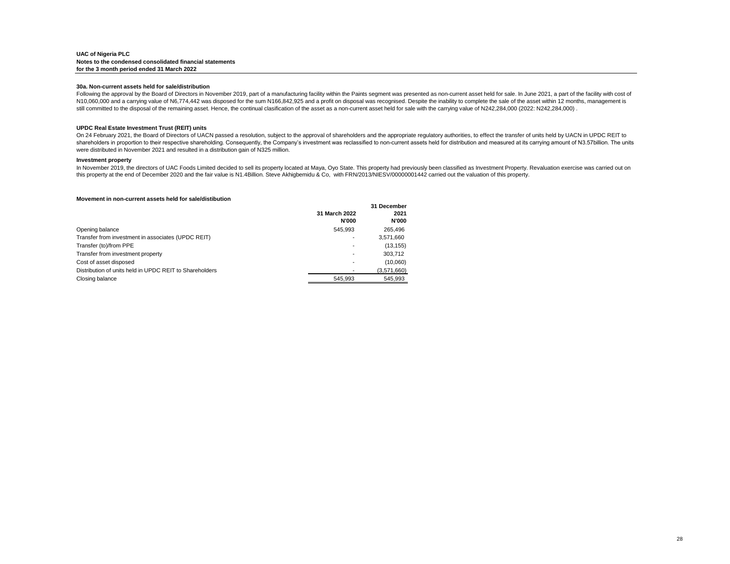**UAC of Nigeria PLC**
**Notes to the condensed consolidated financial statements**
**for the 3 month period ended 31 March 2022**

### 30a. Non-current assets held for sale/distribution

Following the approval by the Board of Directors in November 2019, part of a manufacturing facility within the Paints segment was presented as non-current asset held for sale. In June 2021, a part of the facility with cost of N10,060,000 and a carrying value of N6,774,442 was disposed for the sum N166,842,925 and a profit on disposal was recognised. Despite the inability to complete the sale of the asset within 12 months, management is still committed to the disposal of the remaining asset. Hence, the continual clasification of the asset as a non-current asset held for sale with the carrying value of N242,284,000 (2022: N242,284,000) .

### UPDC Real Estate Investment Trust (REIT) units

On 24 February 2021, the Board of Directors of UACN passed a resolution, subject to the approval of shareholders and the appropriate regulatory authorities, to effect the transfer of units held by UACN in UPDC REIT to shareholders in proportion to their respective shareholding. Consequently, the Company's investment was reclassified to non-current assets held for distribution and measured at its carrying amount of N3.57billion. The units were distributed in November 2021 and resulted in a distribution gain of N325 million.

### Investment property

In November 2019, the directors of UAC Foods Limited decided to sell its property located at Maya, Oyo State. This property had previously been classified as Investment Property. Revaluation exercise was carried out on this property at the end of December 2020 and the fair value is N1.4Billion. Steve Akhigbemidu & Co, with FRN/2013/NIESV/00000001442 carried out the valuation of this property.

### Movement in non-current assets held for sale/distibution

| | 31 March 2022<br>N'000 | 31 December 2021<br>N'000 |
|---|---|---|
| Opening balance | 545,993 | 265,496 |
| Transfer from investment in associates (UPDC REIT) | - | 3,571,660 |
| Transfer (to)/from PPE | - | (13,155) |
| Transfer from investment property | - | 303,712 |
| Cost of asset disposed | - | (10,060) |
| Distribution of units held in UPDC REIT to Shareholders | - | (3,571,660) |
| Closing balance | 545,993 | 545,993 |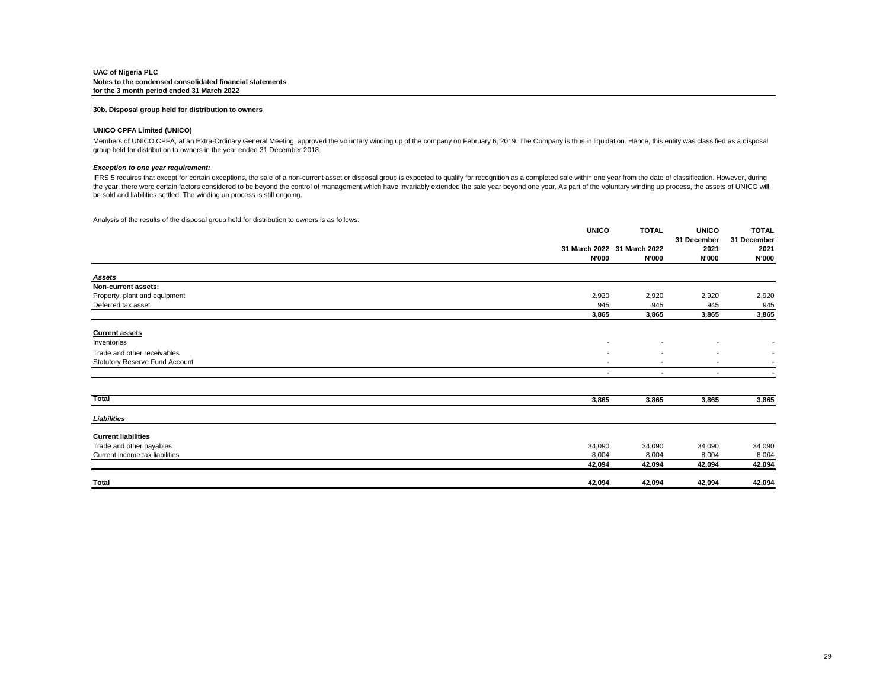**UAC of Nigeria PLC**
**Notes to the condensed consolidated financial statements**
**for the 3 month period ended 31 March 2022**

### 30b. Disposal group held for distribution to owners

#### UNICO CPFA Limited (UNICO)

Members of UNICO CPFA, at an Extra-Ordinary General Meeting, approved the voluntary winding up of the company on February 6, 2019. The Company is thus in liquidation. Hence, this entity was classified as a disposal group held for distribution to owners in the year ended 31 December 2018.

***Exception to one year requirement:***

IFRS 5 requires that except for certain exceptions, the sale of a non-current asset or disposal group is expected to qualify for recognition as a completed sale within one year from the date of classification. However, during the year, there were certain factors considered to be beyond the control of management which have invariably extended the sale year beyond one year. As part of the voluntary winding up process, the assets of UNICO will be sold and liabilities settled. The winding up process is still ongoing.

Analysis of the results of the disposal group held for distribution to owners is as follows:

| | UNICO | TOTAL | UNICO | TOTAL |
|---|---|---|---|---|
| | 31 March 2022 | 31 March 2022 | 31 December 2021 | 31 December 2021 |
| | N'000 | N'000 | N'000 | N'000 |
| ***Assets*** | | | | |
| **Non-current assets:** | | | | |
| Property, plant and equipment | 2,920 | 2,920 | 2,920 | 2,920 |
| Deferred tax asset | 945 | 945 | 945 | 945 |
| | **3,865** | **3,865** | **3,865** | **3,865** |
| **Current assets** | | | | |
| Inventories | - | - | - | - |
| Trade and other receivables | - | - | - | - |
| Statutory Reserve Fund Account | - | - | - | - |
| | - | - | - | - |
| **Total** | **3,865** | **3,865** | **3,865** | **3,865** |
| ***Liabilities*** | | | | |
| **Current liabilities** | | | | |
| Trade and other payables | 34,090 | 34,090 | 34,090 | 34,090 |
| Current income tax liabilities | 8,004 | 8,004 | 8,004 | 8,004 |
| | **42,094** | **42,094** | **42,094** | **42,094** |
| **Total** | **42,094** | **42,094** | **42,094** | **42,094** |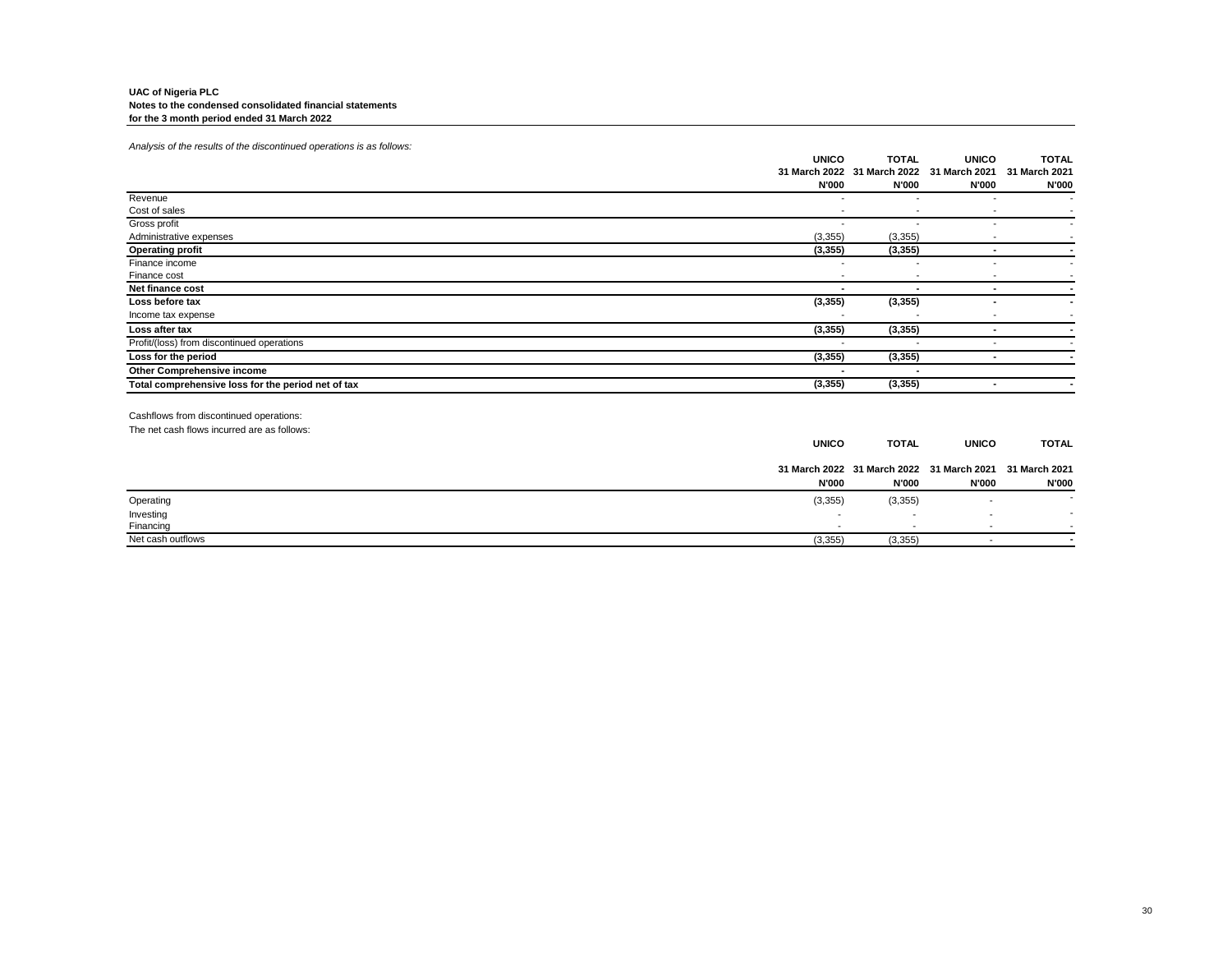**UAC of Nigeria PLC**
**Notes to the condensed consolidated financial statements**
**for the 3 month period ended 31 March 2022**

*Analysis of the results of the discontinued operations is as follows:*

| | UNICO | TOTAL | UNICO | TOTAL |
|---|---|---|---|---|
| | 31 March 2022 | 31 March 2022 | 31 March 2021 | 31 March 2021 |
| | N'000 | N'000 | N'000 | N'000 |
| Revenue | - | - | - | - |
| Cost of sales | - | - | - | - |
| Gross profit | - | - | - | - |
| Administrative expenses | (3,355) | (3,355) | - | - |
| **Operating profit** | **(3,355)** | **(3,355)** | **-** | **-** |
| Finance income | - | - | - | - |
| Finance cost | - | - | - | - |
| **Net finance cost** | **-** | **-** | **-** | **-** |
| **Loss before tax** | **(3,355)** | **(3,355)** | **-** | **-** |
| Income tax expense | - | - | - | - |
| **Loss after tax** | **(3,355)** | **(3,355)** | **-** | **-** |
| Profit/(loss) from discontinued operations | - | - | - | - |
| **Loss for the period** | **(3,355)** | **(3,355)** | **-** | **-** |
| **Other Comprehensive income** | **-** | **-** | | |
| **Total comprehensive loss for the period net of tax** | **(3,355)** | **(3,355)** | **-** | **-** |

Cashflows from discontinued operations:

The net cash flows incurred are as follows:

| | UNICO | TOTAL | UNICO | TOTAL |
|---|---|---|---|---|
| | 31 March 2022 | 31 March 2022 | 31 March 2021 | 31 March 2021 |
| | N'000 | N'000 | N'000 | N'000 |
| Operating | (3,355) | (3,355) | - | - |
| Investing | - | - | - | - |
| Financing | - | - | - | - |
| Net cash outflows | (3,355) | (3,355) | - | - |